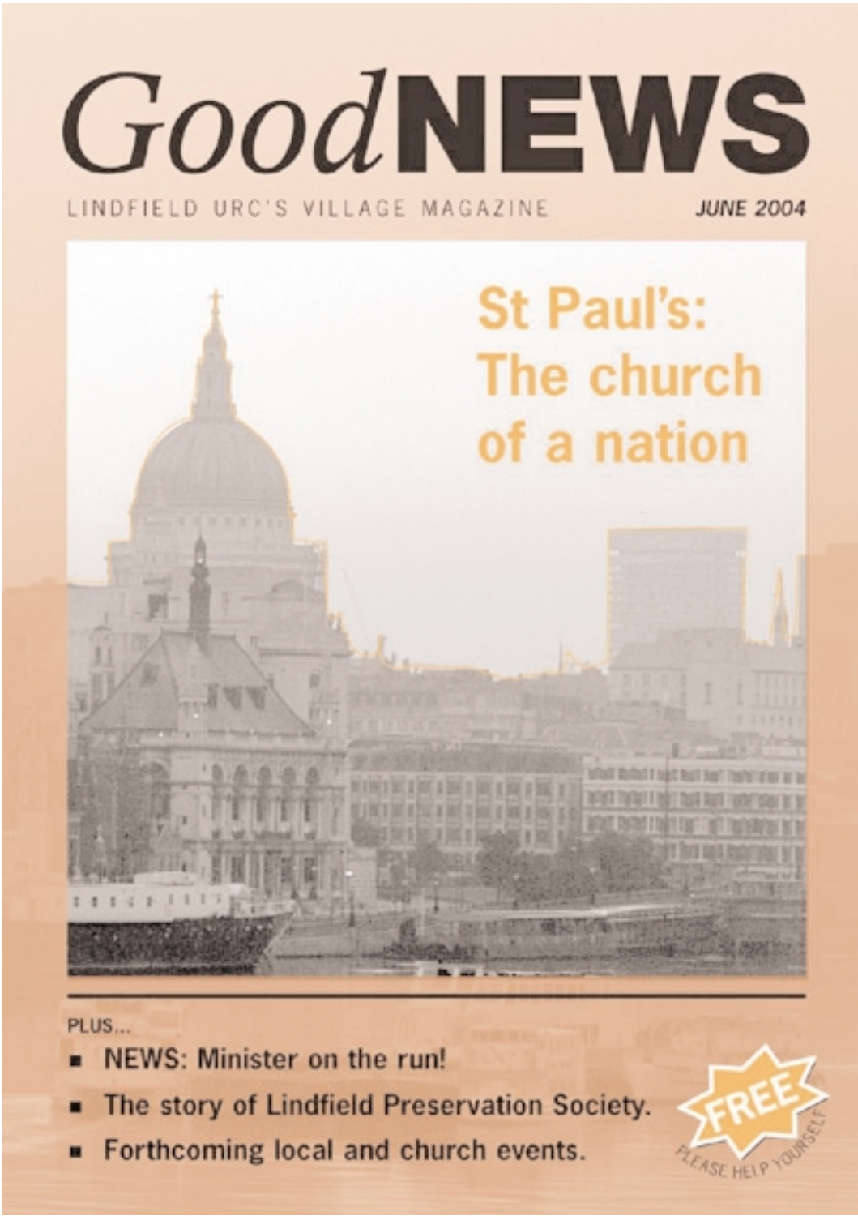# *Good* **NEWS**

LINDFIELD URC'S VILLAGE MAGAZINE

***JUNE 2004***

## St Paul's: The church of a nation

PLUS...

- NEWS: Minister on the run!
- The story of Lindfield Preservation Society.
- Forthcoming local and church events.

FREE
PLEASE HELP YOURSELF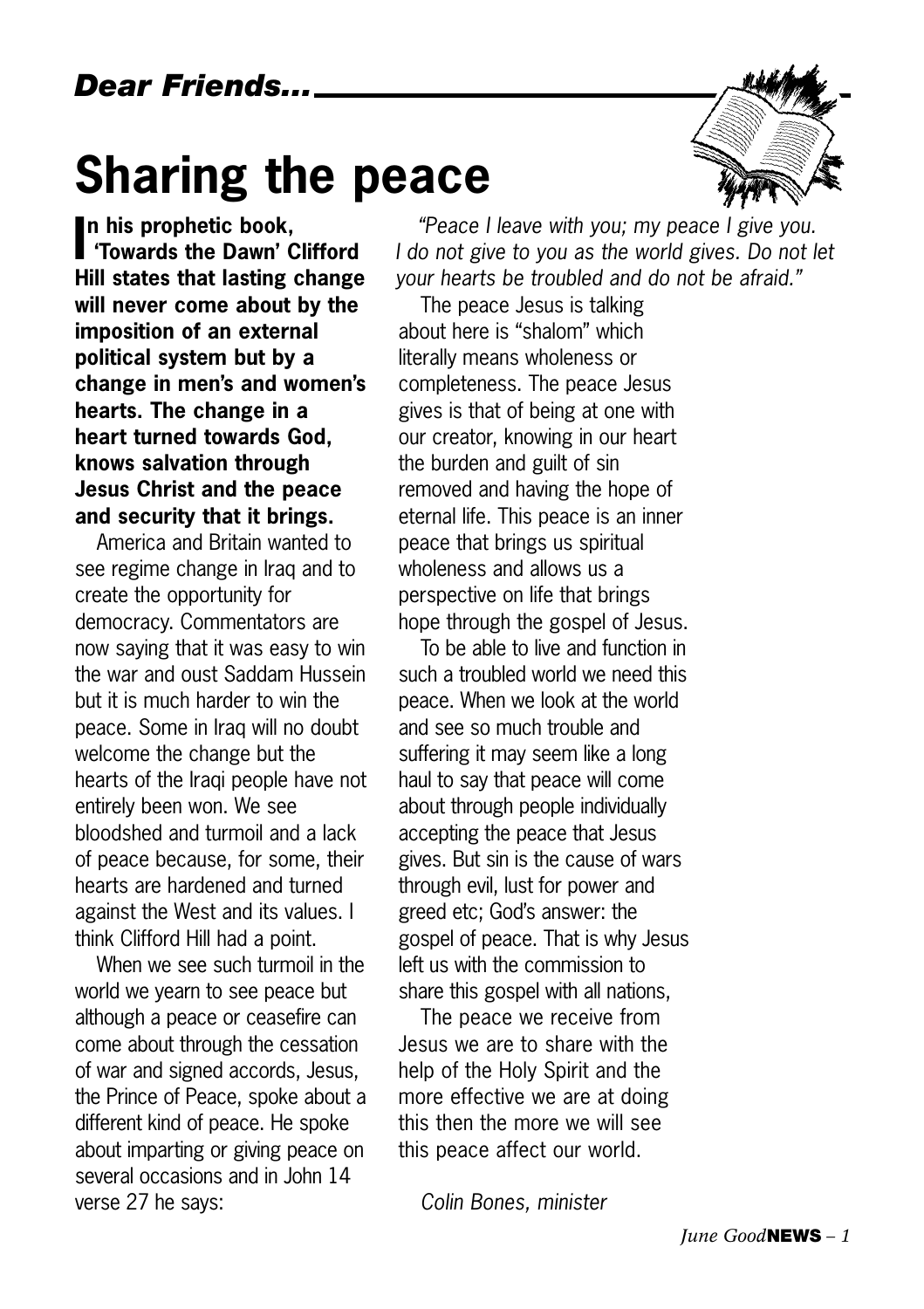*Dear Friends...*

# Sharing the peace

**In his prophetic book, 'Towards the Dawn' Clifford Hill states that lasting change will never come about by the imposition of an external political system but by a change in men's and women's hearts. The change in a heart turned towards God, knows salvation through Jesus Christ and the peace and security that it brings.**

America and Britain wanted to see regime change in Iraq and to create the opportunity for democracy. Commentators are now saying that it was easy to win the war and oust Saddam Hussein but it is much harder to win the peace. Some in Iraq will no doubt welcome the change but the hearts of the Iraqi people have not entirely been won. We see bloodshed and turmoil and a lack of peace because, for some, their hearts are hardened and turned against the West and its values. I think Clifford Hill had a point.

When we see such turmoil in the world we yearn to see peace but although a peace or ceasefire can come about through the cessation of war and signed accords, Jesus, the Prince of Peace, spoke about a different kind of peace. He spoke about imparting or giving peace on several occasions and in John 14 verse 27 he says:

*"Peace I leave with you; my peace I give you. I do not give to you as the world gives. Do not let your hearts be troubled and do not be afraid."*

The peace Jesus is talking about here is "shalom" which literally means wholeness or completeness. The peace Jesus gives is that of being at one with our creator, knowing in our heart the burden and guilt of sin removed and having the hope of eternal life. This peace is an inner peace that brings us spiritual wholeness and allows us a perspective on life that brings hope through the gospel of Jesus.

To be able to live and function in such a troubled world we need this peace. When we look at the world and see so much trouble and suffering it may seem like a long haul to say that peace will come about through people individually accepting the peace that Jesus gives. But sin is the cause of wars through evil, lust for power and greed etc; God's answer: the gospel of peace. That is why Jesus left us with the commission to share this gospel with all nations,

The peace we receive from Jesus we are to share with the help of the Holy Spirit and the more effective we are at doing this then the more we will see this peace affect our world.

*Colin Bones, minister*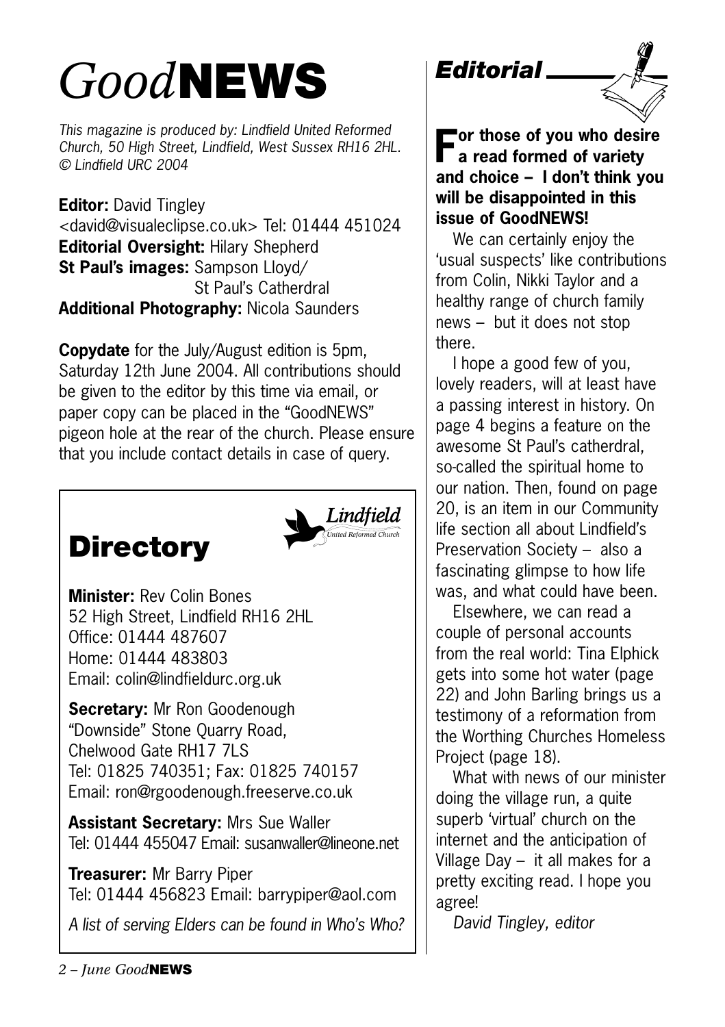# *Good*NEWS

*This magazine is produced by: Lindfield United Reformed Church, 50 High Street, Lindfield, West Sussex RH16 2HL. © Lindfield URC 2004*

**Editor:** David Tingley <david@visualeclipse.co.uk> Tel: 01444 451024
**Editorial Oversight:** Hilary Shepherd
**St Paul's images:** Sampson Lloyd/ St Paul's Catherdral
**Additional Photography:** Nicola Saunders

**Copydate** for the July/August edition is 5pm, Saturday 12th June 2004. All contributions should be given to the editor by this time via email, or paper copy can be placed in the "GoodNEWS" pigeon hole at the rear of the church. Please ensure that you include contact details in case of query.

## Directory

*Lindfield United Reformed Church*

**Minister:** Rev Colin Bones
52 High Street, Lindfield RH16 2HL
Office: 01444 487607
Home: 01444 483803
Email: colin@lindfieldurc.org.uk

**Secretary:** Mr Ron Goodenough
"Downside" Stone Quarry Road,
Chelwood Gate RH17 7LS
Tel: 01825 740351; Fax: 01825 740157
Email: ron@rgoodenough.freeserve.co.uk

**Assistant Secretary:** Mrs Sue Waller
Tel: 01444 455047 Email: susanwaller@lineone.net

**Treasurer:** Mr Barry Piper
Tel: 01444 456823 Email: barrypiper@aol.com

*A list of serving Elders can be found in Who's Who?*

## *Editorial*

**For those of you who desire a read formed of variety and choice – I don't think you will be disappointed in this issue of GoodNEWS!**

We can certainly enjoy the 'usual suspects' like contributions from Colin, Nikki Taylor and a healthy range of church family news – but it does not stop there.

I hope a good few of you, lovely readers, will at least have a passing interest in history. On page 4 begins a feature on the awesome St Paul's catherdral, so-called the spiritual home to our nation. Then, found on page 20, is an item in our Community life section all about Lindfield's Preservation Society – also a fascinating glimpse to how life was, and what could have been.

Elsewhere, we can read a couple of personal accounts from the real world: Tina Elphick gets into some hot water (page 22) and John Barling brings us a testimony of a reformation from the Worthing Churches Homeless Project (page 18).

What with news of our minister doing the village run, a quite superb 'virtual' church on the internet and the anticipation of Village Day – it all makes for a pretty exciting read. I hope you agree!

*David Tingley, editor*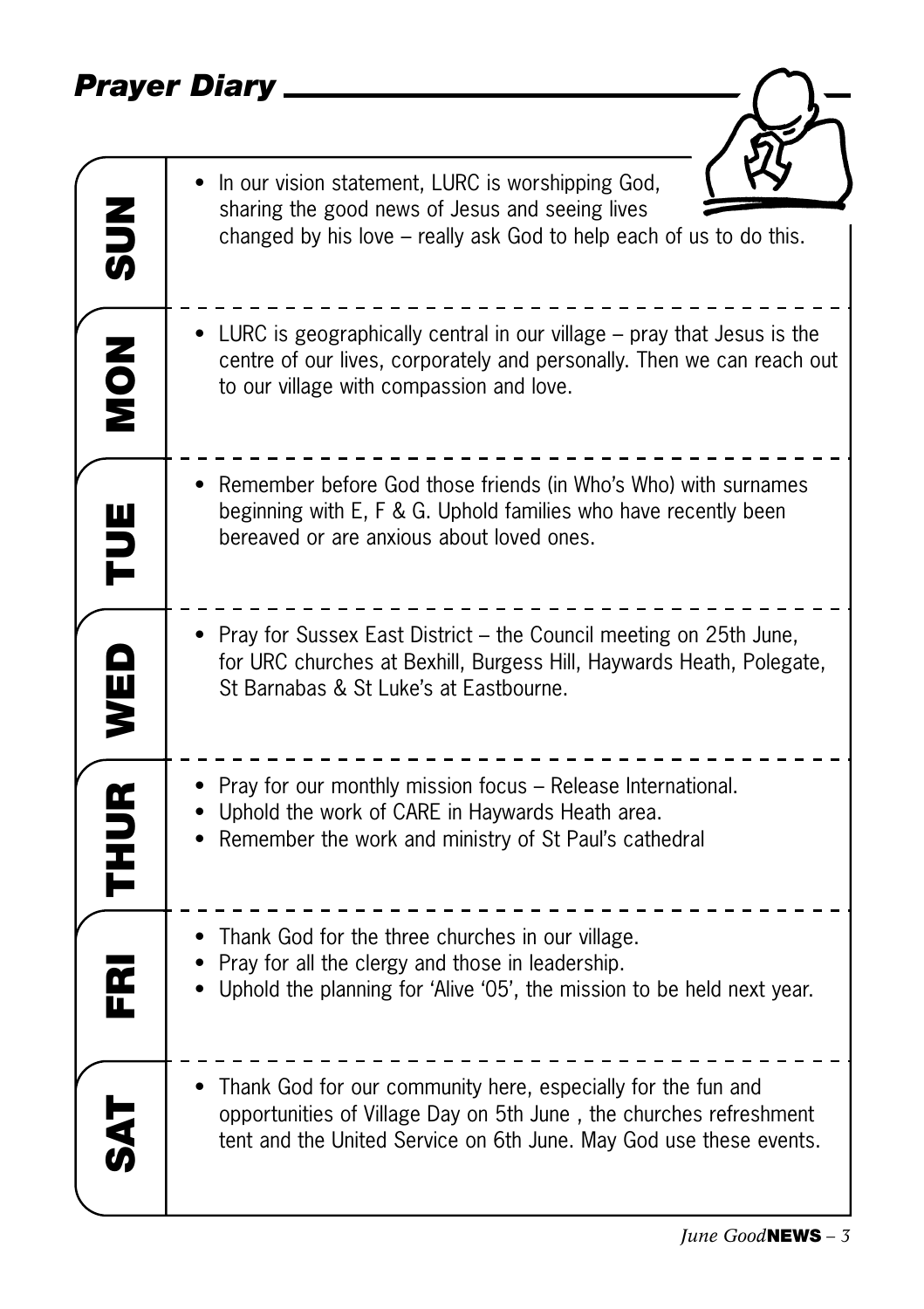## *Prayer Diary*

### SUN

- In our vision statement, LURC is worshipping God, sharing the good news of Jesus and seeing lives changed by his love – really ask God to help each of us to do this.

### MON

- LURC is geographically central in our village – pray that Jesus is the centre of our lives, corporately and personally. Then we can reach out to our village with compassion and love.

### TUE

- Remember before God those friends (in Who's Who) with surnames beginning with E, F & G. Uphold families who have recently been bereaved or are anxious about loved ones.

### WED

- Pray for Sussex East District – the Council meeting on 25th June, for URC churches at Bexhill, Burgess Hill, Haywards Heath, Polegate, St Barnabas & St Luke's at Eastbourne.

### THUR

- Pray for our monthly mission focus – Release International.
- Uphold the work of CARE in Haywards Heath area.
- Remember the work and ministry of St Paul's cathedral

### FRI

- Thank God for the three churches in our village.
- Pray for all the clergy and those in leadership.
- Uphold the planning for 'Alive '05', the mission to be held next year.

### SAT

- Thank God for our community here, especially for the fun and opportunities of Village Day on 5th June , the churches refreshment tent and the United Service on 6th June. May God use these events.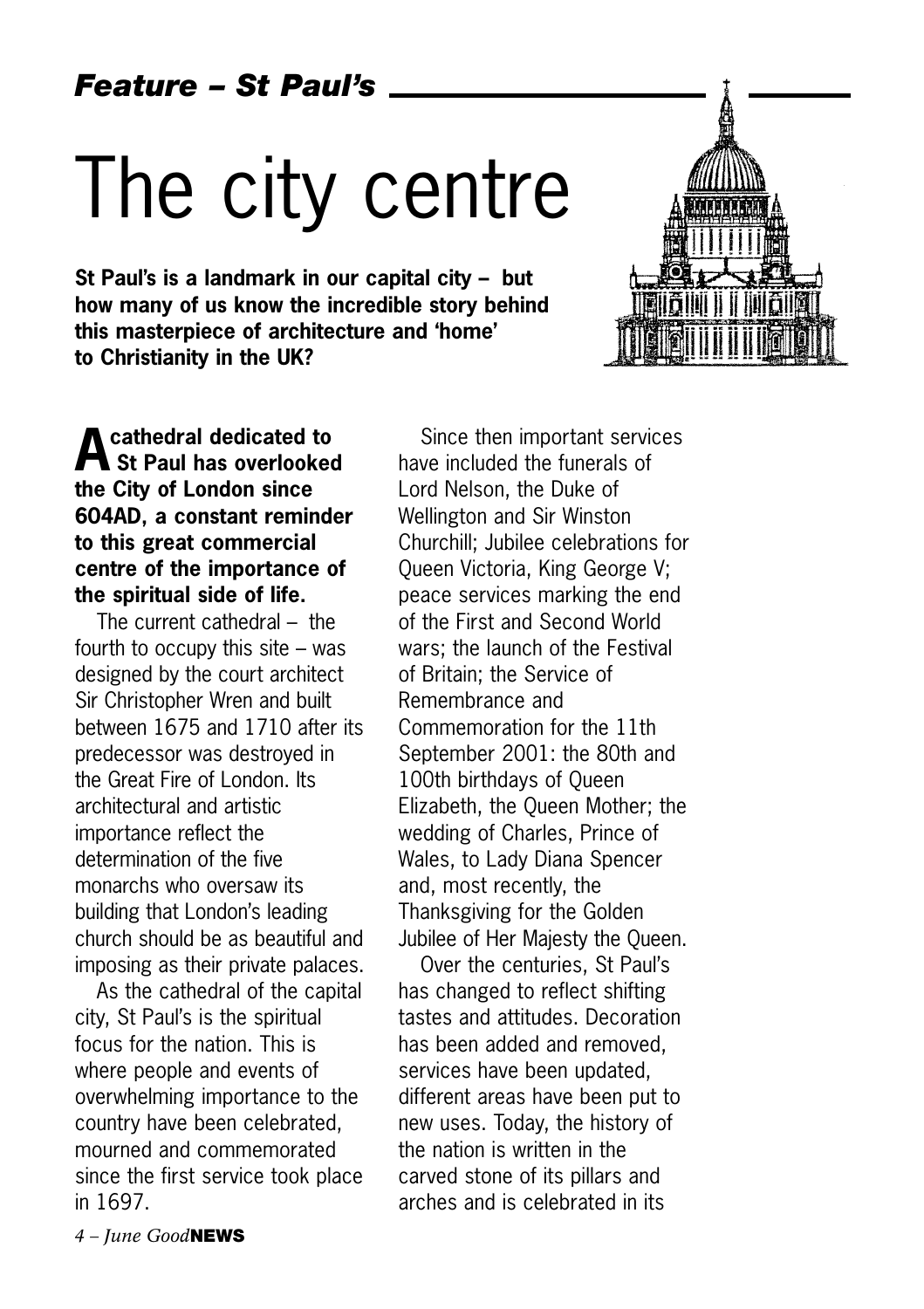*Feature – St Paul's*

# The city centre

**St Paul's is a landmark in our capital city – but how many of us know the incredible story behind this masterpiece of architecture and 'home' to Christianity in the UK?**

**A cathedral dedicated to St Paul has overlooked the City of London since 604AD, a constant reminder to this great commercial centre of the importance of the spiritual side of life.**

The current cathedral – the fourth to occupy this site – was designed by the court architect Sir Christopher Wren and built between 1675 and 1710 after its predecessor was destroyed in the Great Fire of London. Its architectural and artistic importance reflect the determination of the five monarchs who oversaw its building that London's leading church should be as beautiful and imposing as their private palaces.

As the cathedral of the capital city, St Paul's is the spiritual focus for the nation. This is where people and events of overwhelming importance to the country have been celebrated, mourned and commemorated since the first service took place in 1697.

Since then important services have included the funerals of Lord Nelson, the Duke of Wellington and Sir Winston Churchill; Jubilee celebrations for Queen Victoria, King George V; peace services marking the end of the First and Second World wars; the launch of the Festival of Britain; the Service of Remembrance and Commemoration for the 11th September 2001: the 80th and 100th birthdays of Queen Elizabeth, the Queen Mother; the wedding of Charles, Prince of Wales, to Lady Diana Spencer and, most recently, the Thanksgiving for the Golden Jubilee of Her Majesty the Queen.

Over the centuries, St Paul's has changed to reflect shifting tastes and attitudes. Decoration has been added and removed, services have been updated, different areas have been put to new uses. Today, the history of the nation is written in the carved stone of its pillars and arches and is celebrated in its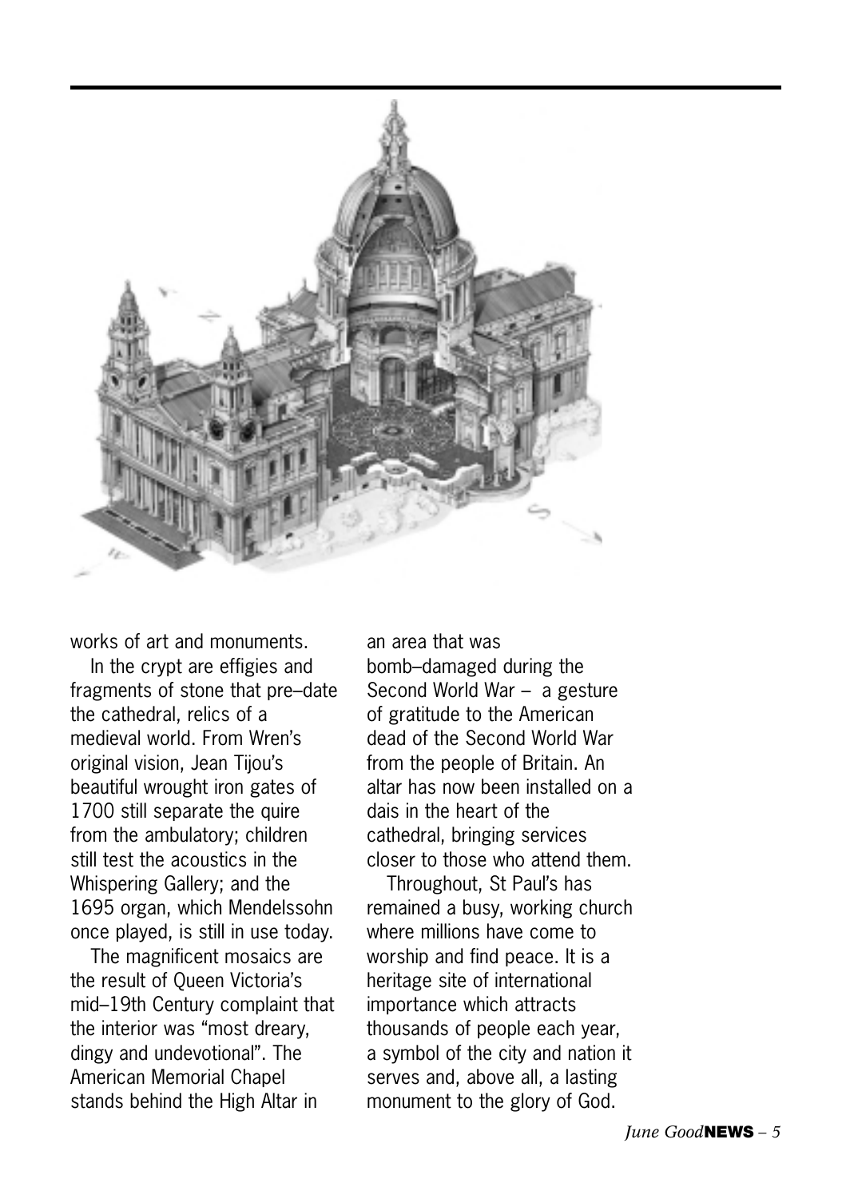works of art and monuments.

In the crypt are effigies and fragments of stone that pre–date the cathedral, relics of a medieval world. From Wren's original vision, Jean Tijou's beautiful wrought iron gates of 1700 still separate the quire from the ambulatory; children still test the acoustics in the Whispering Gallery; and the 1695 organ, which Mendelssohn once played, is still in use today.

The magnificent mosaics are the result of Queen Victoria's mid–19th Century complaint that the interior was "most dreary, dingy and undevotional". The American Memorial Chapel stands behind the High Altar in an area that was bomb–damaged during the Second World War – a gesture of gratitude to the American dead of the Second World War from the people of Britain. An altar has now been installed on a dais in the heart of the cathedral, bringing services closer to those who attend them.

Throughout, St Paul's has remained a busy, working church where millions have come to worship and find peace. It is a heritage site of international importance which attracts thousands of people each year, a symbol of the city and nation it serves and, above all, a lasting monument to the glory of God.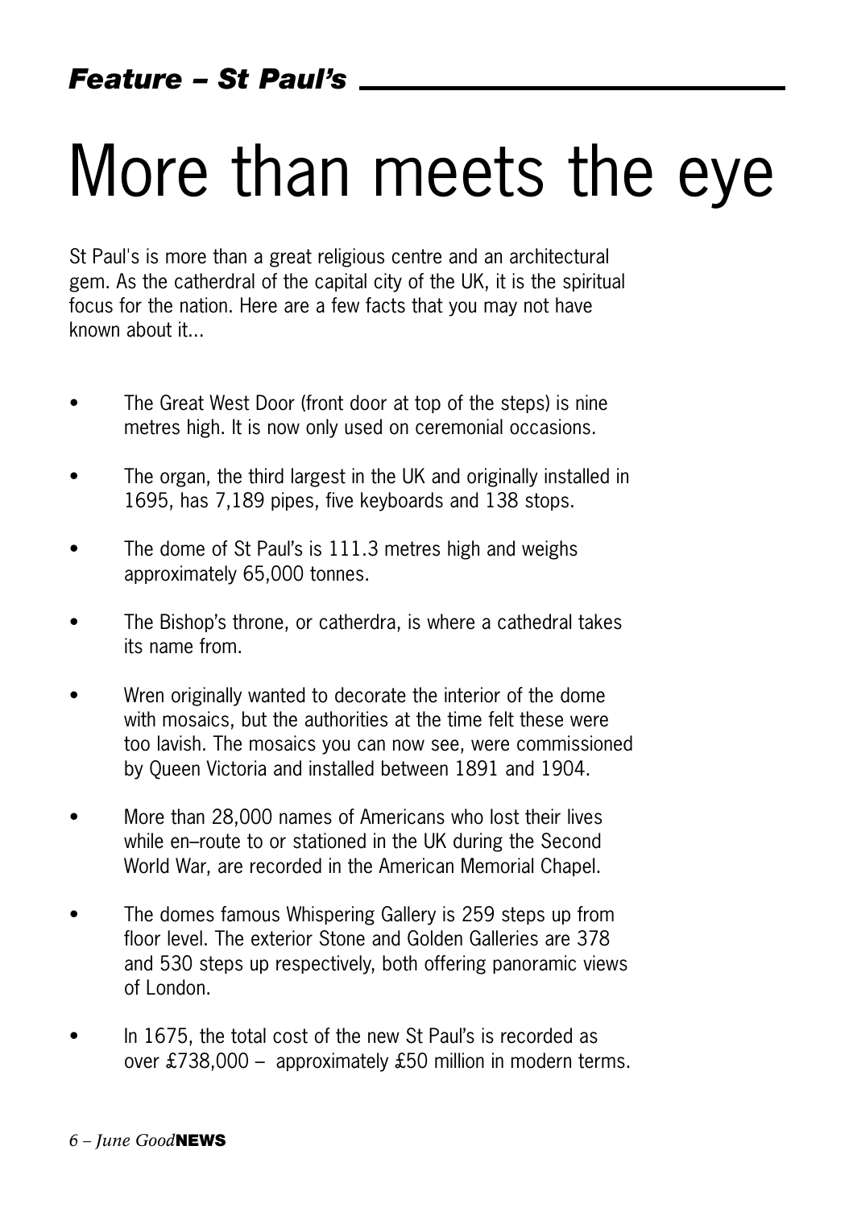*Feature – St Paul's*

# More than meets the eye

St Paul's is more than a great religious centre and an architectural gem. As the catherdral of the capital city of the UK, it is the spiritual focus for the nation. Here are a few facts that you may not have known about it...

- The Great West Door (front door at top of the steps) is nine metres high. It is now only used on ceremonial occasions.
- The organ, the third largest in the UK and originally installed in 1695, has 7,189 pipes, five keyboards and 138 stops.
- The dome of St Paul's is 111.3 metres high and weighs approximately 65,000 tonnes.
- The Bishop's throne, or catherdra, is where a cathedral takes its name from.
- Wren originally wanted to decorate the interior of the dome with mosaics, but the authorities at the time felt these were too lavish. The mosaics you can now see, were commissioned by Queen Victoria and installed between 1891 and 1904.
- More than 28,000 names of Americans who lost their lives while en–route to or stationed in the UK during the Second World War, are recorded in the American Memorial Chapel.
- The domes famous Whispering Gallery is 259 steps up from floor level. The exterior Stone and Golden Galleries are 378 and 530 steps up respectively, both offering panoramic views of London.
- In 1675, the total cost of the new St Paul's is recorded as over £738,000 – approximately £50 million in modern terms.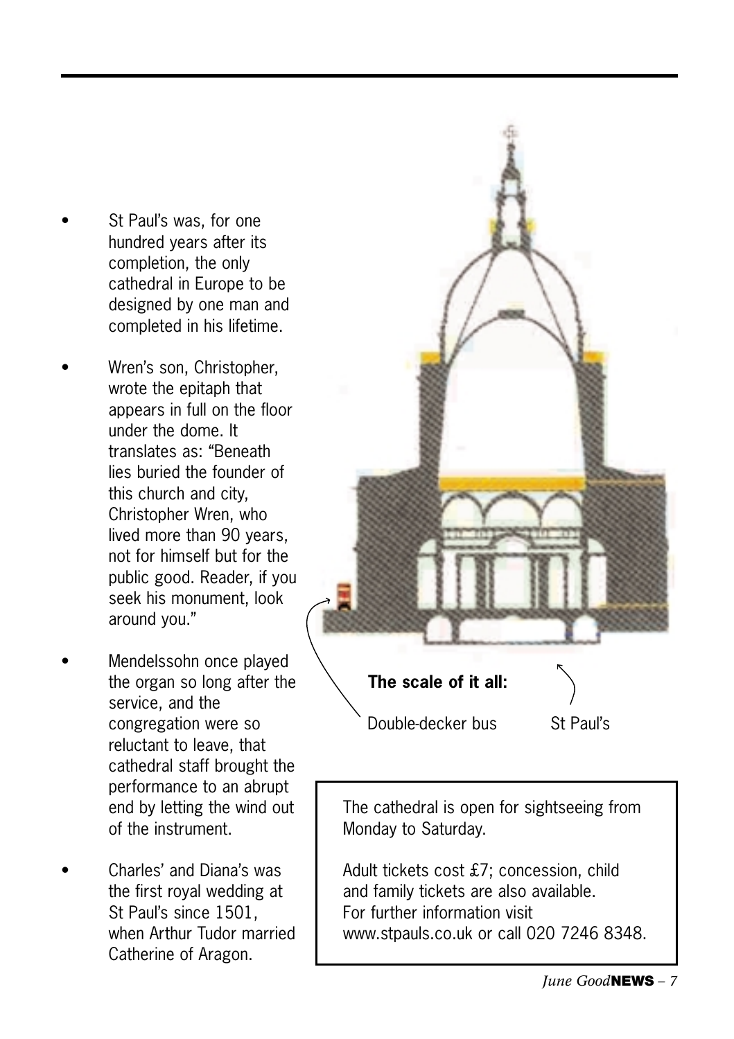- St Paul's was, for one hundred years after its completion, the only cathedral in Europe to be designed by one man and completed in his lifetime.
- Wren's son, Christopher, wrote the epitaph that appears in full on the floor under the dome. It translates as: "Beneath lies buried the founder of this church and city, Christopher Wren, who lived more than 90 years, not for himself but for the public good. Reader, if you seek his monument, look around you."
- Mendelssohn once played the organ so long after the service, and the congregation were so reluctant to leave, that cathedral staff brought the performance to an abrupt end by letting the wind out of the instrument.
- Charles' and Diana's was the first royal wedding at St Paul's since 1501, when Arthur Tudor married Catherine of Aragon.

**The scale of it all:**

Double-decker bus St Paul's

The cathedral is open for sightseeing from Monday to Saturday.

Adult tickets cost £7; concession, child and family tickets are also available. For further information visit www.stpauls.co.uk or call 020 7246 8348.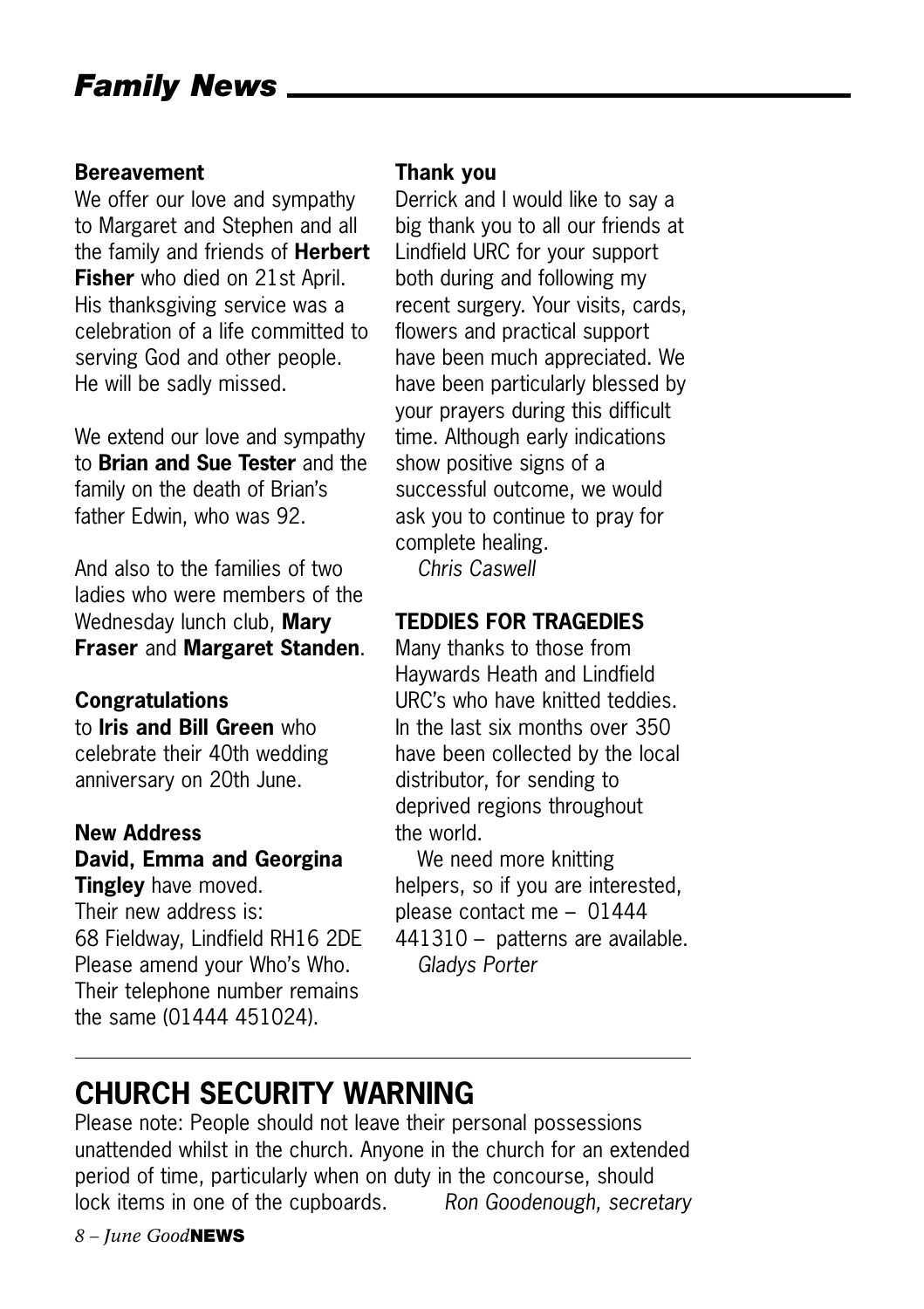# Family News

### Bereavement

We offer our love and sympathy to Margaret and Stephen and all the family and friends of **Herbert Fisher** who died on 21st April. His thanksgiving service was a celebration of a life committed to serving God and other people. He will be sadly missed.

We extend our love and sympathy to **Brian and Sue Tester** and the family on the death of Brian's father Edwin, who was 92.

And also to the families of two ladies who were members of the Wednesday lunch club, **Mary Fraser** and **Margaret Standen**.

### Congratulations

to **Iris and Bill Green** who celebrate their 40th wedding anniversary on 20th June.

### New Address

**David, Emma and Georgina Tingley** have moved.
Their new address is:
68 Fieldway, Lindfield RH16 2DE
Please amend your Who's Who.
Their telephone number remains the same (01444 451024).

### Thank you

Derrick and I would like to say a big thank you to all our friends at Lindfield URC for your support both during and following my recent surgery. Your visits, cards, flowers and practical support have been much appreciated. We have been particularly blessed by your prayers during this difficult time. Although early indications show positive signs of a successful outcome, we would ask you to continue to pray for complete healing.

*Chris Caswell*

### TEDDIES FOR TRAGEDIES

Many thanks to those from Haywards Heath and Lindfield URC's who have knitted teddies. In the last six months over 350 have been collected by the local distributor, for sending to deprived regions throughout the world.

We need more knitting helpers, so if you are interested, please contact me – 01444 441310 – patterns are available.

*Gladys Porter*

---

## CHURCH SECURITY WARNING

Please note: People should not leave their personal possessions unattended whilst in the church. Anyone in the church for an extended period of time, particularly when on duty in the concourse, should lock items in one of the cupboards. *Ron Goodenough, secretary*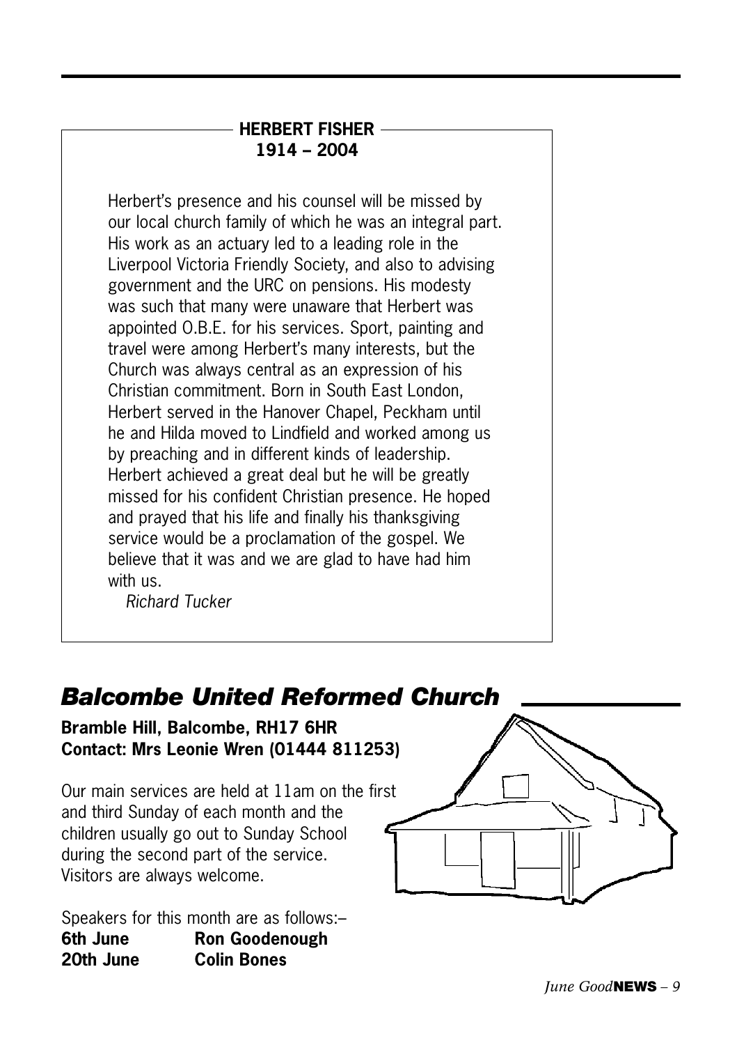## HERBERT FISHER
## 1914 – 2004

Herbert's presence and his counsel will be missed by our local church family of which he was an integral part. His work as an actuary led to a leading role in the Liverpool Victoria Friendly Society, and also to advising government and the URC on pensions. His modesty was such that many were unaware that Herbert was appointed O.B.E. for his services. Sport, painting and travel were among Herbert's many interests, but the Church was always central as an expression of his Christian commitment. Born in South East London, Herbert served in the Hanover Chapel, Peckham until he and Hilda moved to Lindfield and worked among us by preaching and in different kinds of leadership. Herbert achieved a great deal but he will be greatly missed for his confident Christian presence. He hoped and prayed that his life and finally his thanksgiving service would be a proclamation of the gospel. We believe that it was and we are glad to have had him with us.

*Richard Tucker*

# *Balcombe United Reformed Church*

**Bramble Hill, Balcombe, RH17 6HR**
**Contact: Mrs Leonie Wren (01444 811253)**

Our main services are held at 11am on the first and third Sunday of each month and the children usually go out to Sunday School during the second part of the service. Visitors are always welcome.

Speakers for this month are as follows:–

**6th June** **Ron Goodenough**
**20th June** **Colin Bones**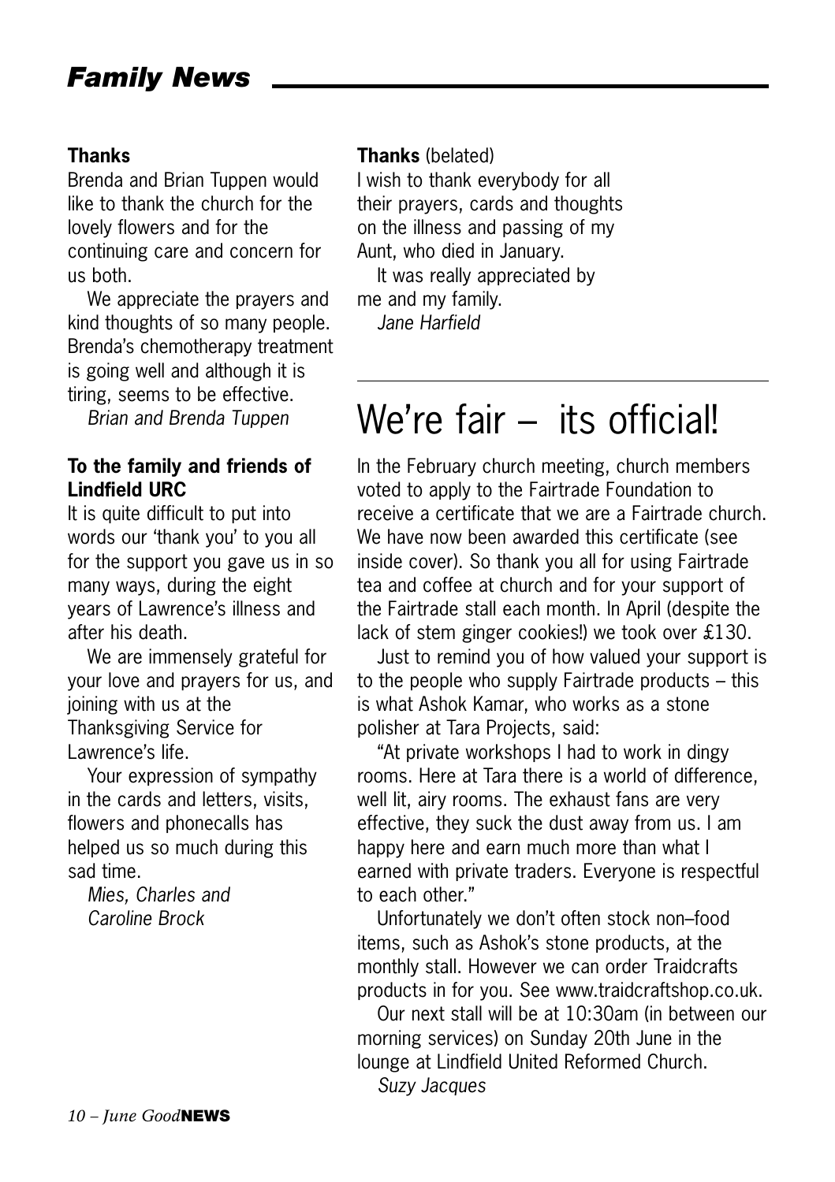# Family News

**Thanks**

Brenda and Brian Tuppen would like to thank the church for the lovely flowers and for the continuing care and concern for us both.

We appreciate the prayers and kind thoughts of so many people. Brenda's chemotherapy treatment is going well and although it is tiring, seems to be effective.

*Brian and Brenda Tuppen*

**To the family and friends of Lindfield URC**

It is quite difficult to put into words our 'thank you' to you all for the support you gave us in so many ways, during the eight years of Lawrence's illness and after his death.

We are immensely grateful for your love and prayers for us, and joining with us at the Thanksgiving Service for Lawrence's life.

Your expression of sympathy in the cards and letters, visits, flowers and phonecalls has helped us so much during this sad time.

*Mies, Charles and Caroline Brock*

**Thanks** (belated)

I wish to thank everybody for all their prayers, cards and thoughts on the illness and passing of my Aunt, who died in January.

It was really appreciated by me and my family.

*Jane Harfield*

## We're fair – its official!

In the February church meeting, church members voted to apply to the Fairtrade Foundation to receive a certificate that we are a Fairtrade church. We have now been awarded this certificate (see inside cover). So thank you all for using Fairtrade tea and coffee at church and for your support of the Fairtrade stall each month. In April (despite the lack of stem ginger cookies!) we took over £130.

Just to remind you of how valued your support is to the people who supply Fairtrade products – this is what Ashok Kamar, who works as a stone polisher at Tara Projects, said:

"At private workshops I had to work in dingy rooms. Here at Tara there is a world of difference, well lit, airy rooms. The exhaust fans are very effective, they suck the dust away from us. I am happy here and earn much more than what I earned with private traders. Everyone is respectful to each other."

Unfortunately we don't often stock non–food items, such as Ashok's stone products, at the monthly stall. However we can order Traidcrafts products in for you. See www.traidcraftshop.co.uk.

Our next stall will be at 10:30am (in between our morning services) on Sunday 20th June in the lounge at Lindfield United Reformed Church.

*Suzy Jacques*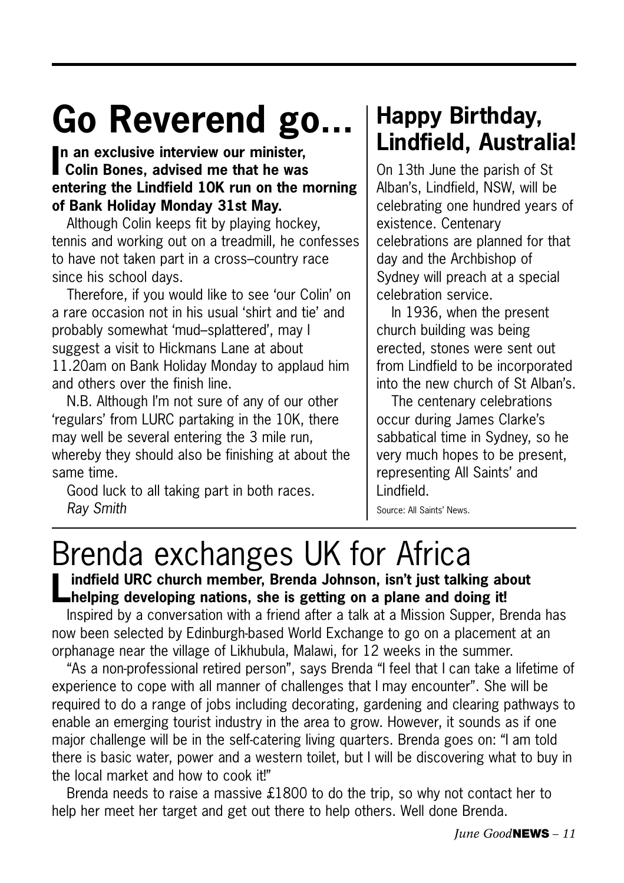# Go Reverend go...

**In an exclusive interview our minister, Colin Bones, advised me that he was entering the Lindfield 10K run on the morning of Bank Holiday Monday 31st May.**

Although Colin keeps fit by playing hockey, tennis and working out on a treadmill, he confesses to have not taken part in a cross–country race since his school days.

Therefore, if you would like to see 'our Colin' on a rare occasion not in his usual 'shirt and tie' and probably somewhat 'mud–splattered', may I suggest a visit to Hickmans Lane at about 11.20am on Bank Holiday Monday to applaud him and others over the finish line.

N.B. Although I'm not sure of any of our other 'regulars' from LURC partaking in the 10K, there may well be several entering the 3 mile run, whereby they should also be finishing at about the same time.

Good luck to all taking part in both races.

*Ray Smith*

## Happy Birthday, Lindfield, Australia!

On 13th June the parish of St Alban's, Lindfield, NSW, will be celebrating one hundred years of existence. Centenary celebrations are planned for that day and the Archbishop of Sydney will preach at a special celebration service.

In 1936, when the present church building was being erected, stones were sent out from Lindfield to be incorporated into the new church of St Alban's.

The centenary celebrations occur during James Clarke's sabbatical time in Sydney, so he very much hopes to be present, representing All Saints' and Lindfield.

Source: All Saints' News.

# Brenda exchanges UK for Africa

**Lindfield URC church member, Brenda Johnson, isn't just talking about helping developing nations, she is getting on a plane and doing it!**

Inspired by a conversation with a friend after a talk at a Mission Supper, Brenda has now been selected by Edinburgh-based World Exchange to go on a placement at an orphanage near the village of Likhubula, Malawi, for 12 weeks in the summer.

"As a non-professional retired person", says Brenda "I feel that I can take a lifetime of experience to cope with all manner of challenges that I may encounter". She will be required to do a range of jobs including decorating, gardening and clearing pathways to enable an emerging tourist industry in the area to grow. However, it sounds as if one major challenge will be in the self-catering living quarters. Brenda goes on: "I am told there is basic water, power and a western toilet, but I will be discovering what to buy in the local market and how to cook it!"

Brenda needs to raise a massive £1800 to do the trip, so why not contact her to help her meet her target and get out there to help others. Well done Brenda.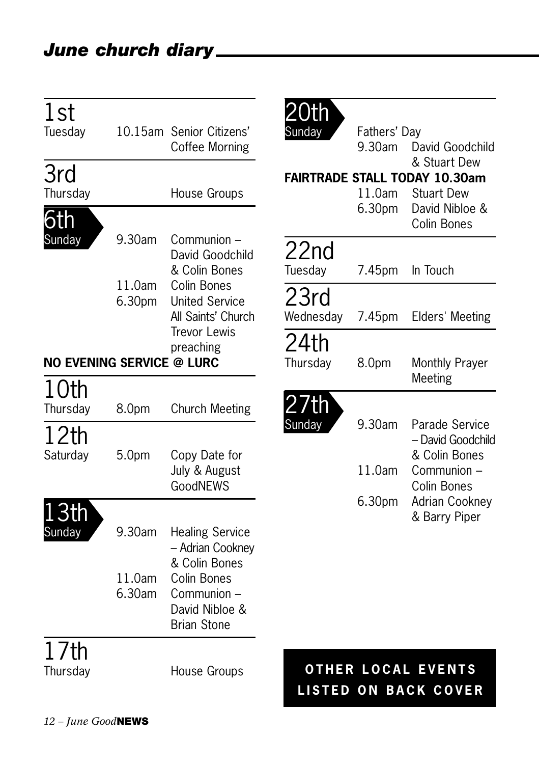# June church diary

## 1st
Tuesday — 10.15am Senior Citizens' Coffee Morning

## 3rd
Thursday — House Groups

## 6th
Sunday
- 9.30am Communion – David Goodchild & Colin Bones
- 11.0am Colin Bones
- 6.30pm United Service All Saints' Church Trevor Lewis preaching

**NO EVENING SERVICE @ LURC**

## 10th
Thursday — 8.0pm Church Meeting

## 12th
Saturday — 5.0pm Copy Date for July & August GoodNEWS

## 13th
Sunday
- 9.30am Healing Service – Adrian Cookney & Colin Bones
- 11.0am Colin Bones
- 6.30am Communion – David Nibloe & Brian Stone

## 17th
Thursday — House Groups

## 20th
Sunday — Fathers' Day
- 9.30am David Goodchild & Stuart Dew

**FAIRTRADE STALL TODAY 10.30am**

- 11.0am Stuart Dew
- 6.30pm David Nibloe & Colin Bones

## 22nd
Tuesday — 7.45pm In Touch

## 23rd
Wednesday — 7.45pm Elders' Meeting

## 24th
Thursday — 8.0pm Monthly Prayer Meeting

## 27th
Sunday
- 9.30am Parade Service – David Goodchild & Colin Bones
- 11.0am Communion – Colin Bones
- 6.30pm Adrian Cookney & Barry Piper

**OTHER LOCAL EVENTS LISTED ON BACK COVER**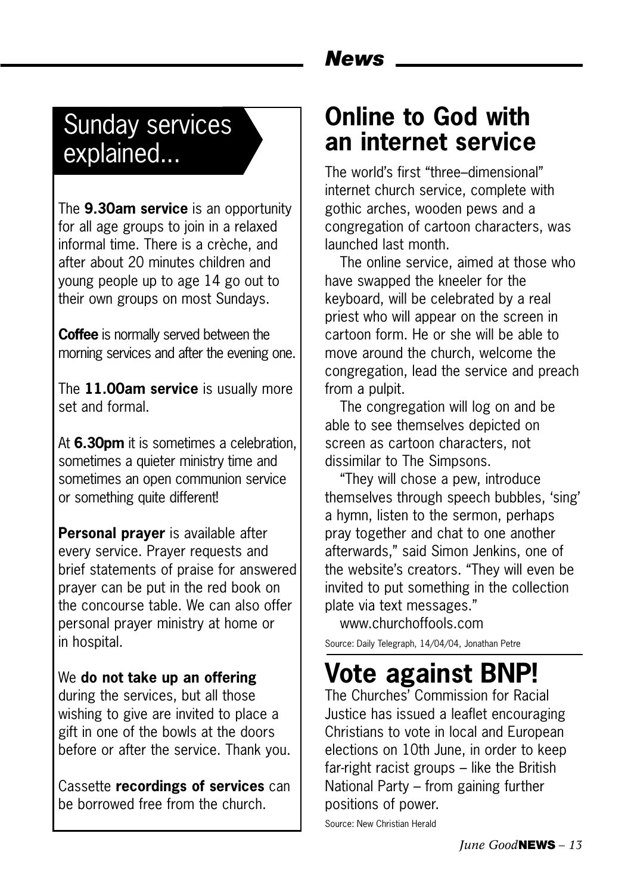## Sunday services explained...

The **9.30am service** is an opportunity for all age groups to join in a relaxed informal time. There is a crèche, and after about 20 minutes children and young people up to age 14 go out to their own groups on most Sundays.

**Coffee** is normally served between the morning services and after the evening one.

The **11.00am service** is usually more set and formal.

At **6.30pm** it is sometimes a celebration, sometimes a quieter ministry time and sometimes an open communion service or something quite different!

**Personal prayer** is available after every service. Prayer requests and brief statements of praise for answered prayer can be put in the red book on the concourse table. We can also offer personal prayer ministry at home or in hospital.

We **do not take up an offering** during the services, but all those wishing to give are invited to place a gift in one of the bowls at the doors before or after the service. Thank you.

Cassette **recordings of services** can be borrowed free from the church.

## Online to God with an internet service

The world's first "three–dimensional" internet church service, complete with gothic arches, wooden pews and a congregation of cartoon characters, was launched last month.

The online service, aimed at those who have swapped the kneeler for the keyboard, will be celebrated by a real priest who will appear on the screen in cartoon form. He or she will be able to move around the church, welcome the congregation, lead the service and preach from a pulpit.

The congregation will log on and be able to see themselves depicted on screen as cartoon characters, not dissimilar to The Simpsons.

"They will chose a pew, introduce themselves through speech bubbles, 'sing' a hymn, listen to the sermon, perhaps pray together and chat to one another afterwards," said Simon Jenkins, one of the website's creators. "They will even be invited to put something in the collection plate via text messages."

www.churchoffools.com

Source: Daily Telegraph, 14/04/04, Jonathan Petre

# Vote against BNP!

The Churches' Commission for Racial Justice has issued a leaflet encouraging Christians to vote in local and European elections on 10th June, in order to keep far-right racist groups – like the British National Party – from gaining further positions of power.

Source: New Christian Herald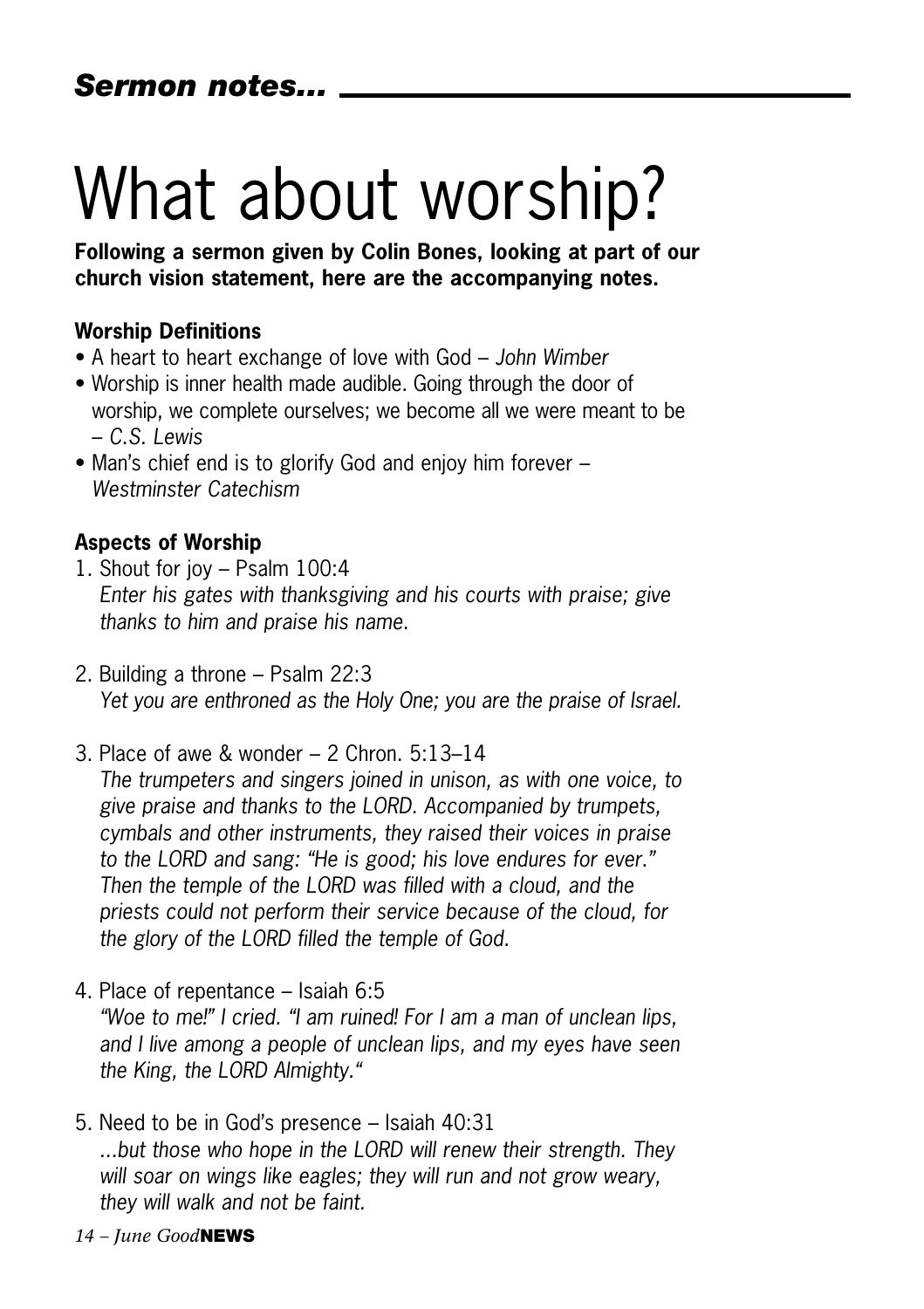## *Sermon notes...*

# What about worship?

**Following a sermon given by Colin Bones, looking at part of our church vision statement, here are the accompanying notes.**

### Worship Definitions

- A heart to heart exchange of love with God – *John Wimber*
- Worship is inner health made audible. Going through the door of worship, we complete ourselves; we become all we were meant to be – *C.S. Lewis*
- Man's chief end is to glorify God and enjoy him forever – *Westminster Catechism*

### Aspects of Worship

1. Shout for joy – Psalm 100:4
   *Enter his gates with thanksgiving and his courts with praise; give thanks to him and praise his name.*

2. Building a throne – Psalm 22:3
   *Yet you are enthroned as the Holy One; you are the praise of Israel.*

3. Place of awe & wonder – 2 Chron. 5:13–14
   *The trumpeters and singers joined in unison, as with one voice, to give praise and thanks to the LORD. Accompanied by trumpets, cymbals and other instruments, they raised their voices in praise to the LORD and sang: "He is good; his love endures for ever." Then the temple of the LORD was filled with a cloud, and the priests could not perform their service because of the cloud, for the glory of the LORD filled the temple of God.*

4. Place of repentance – Isaiah 6:5
   *"Woe to me!" I cried. "I am ruined! For I am a man of unclean lips, and I live among a people of unclean lips, and my eyes have seen the King, the LORD Almighty."*

5. Need to be in God's presence – Isaiah 40:31
   *...but those who hope in the LORD will renew their strength. They will soar on wings like eagles; they will run and not grow weary, they will walk and not be faint.*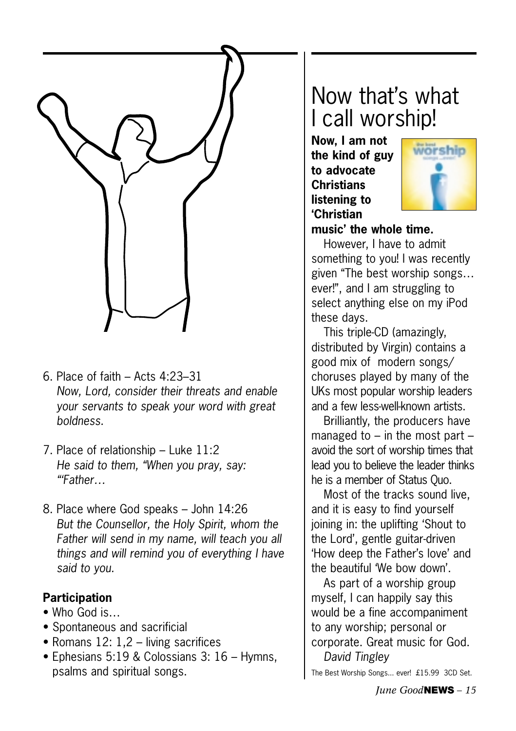6. Place of faith – Acts 4:23–31
   *Now, Lord, consider their threats and enable your servants to speak your word with great boldness.*

7. Place of relationship – Luke 11:2
   *He said to them, "When you pray, say: "'Father…*

8. Place where God speaks – John 14:26
   *But the Counsellor, the Holy Spirit, whom the Father will send in my name, will teach you all things and will remind you of everything I have said to you.*

**Participation**

- Who God is…
- Spontaneous and sacrificial
- Romans 12: 1,2 – living sacrifices
- Ephesians 5:19 & Colossians 3: 16 – Hymns, psalms and spiritual songs.

# Now that's what I call worship!

**Now, I am not the kind of guy to advocate Christians listening to 'Christian music' the whole time.**

However, I have to admit something to you! I was recently given "The best worship songs… ever!", and I am struggling to select anything else on my iPod these days.

This triple-CD (amazingly, distributed by Virgin) contains a good mix of modern songs/ choruses played by many of the UKs most popular worship leaders and a few less-well-known artists.

Brilliantly, the producers have managed to – in the most part – avoid the sort of worship times that lead you to believe the leader thinks he is a member of Status Quo.

Most of the tracks sound live, and it is easy to find yourself joining in: the uplifting 'Shout to the Lord', gentle guitar-driven 'How deep the Father's love' and the beautiful 'We bow down'.

As part of a worship group myself, I can happily say this would be a fine accompaniment to any worship; personal or corporate. Great music for God.

*David Tingley*

The Best Worship Songs... ever! £15.99 3CD Set.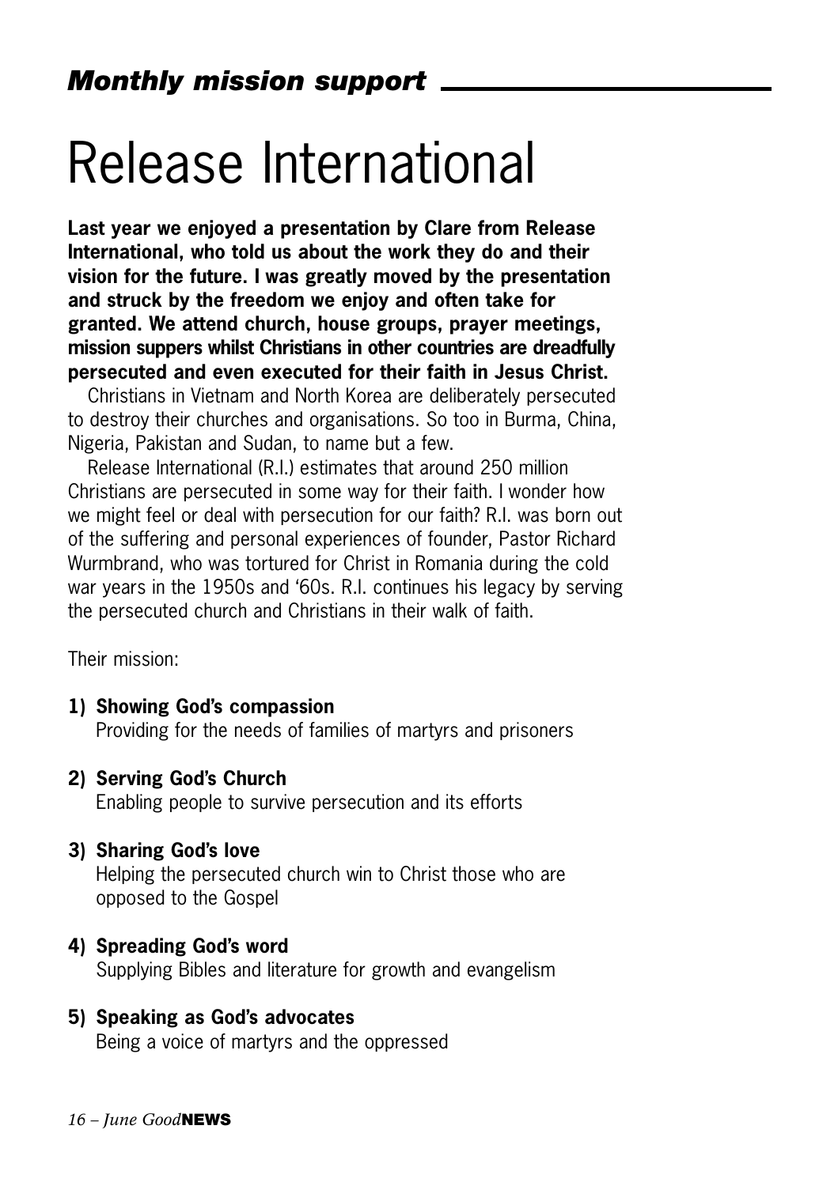## *Monthly mission support*

# Release International

**Last year we enjoyed a presentation by Clare from Release International, who told us about the work they do and their vision for the future. I was greatly moved by the presentation and struck by the freedom we enjoy and often take for granted. We attend church, house groups, prayer meetings, mission suppers whilst Christians in other countries are dreadfully persecuted and even executed for their faith in Jesus Christ.**

Christians in Vietnam and North Korea are deliberately persecuted to destroy their churches and organisations. So too in Burma, China, Nigeria, Pakistan and Sudan, to name but a few.

Release International (R.I.) estimates that around 250 million Christians are persecuted in some way for their faith. I wonder how we might feel or deal with persecution for our faith? R.I. was born out of the suffering and personal experiences of founder, Pastor Richard Wurmbrand, who was tortured for Christ in Romania during the cold war years in the 1950s and '60s. R.I. continues his legacy by serving the persecuted church and Christians in their walk of faith.

Their mission:

1) **Showing God's compassion**
   Providing for the needs of families of martyrs and prisoners

2) **Serving God's Church**
   Enabling people to survive persecution and its efforts

3) **Sharing God's love**
   Helping the persecuted church win to Christ those who are opposed to the Gospel

4) **Spreading God's word**
   Supplying Bibles and literature for growth and evangelism

5) **Speaking as God's advocates**
   Being a voice of martyrs and the oppressed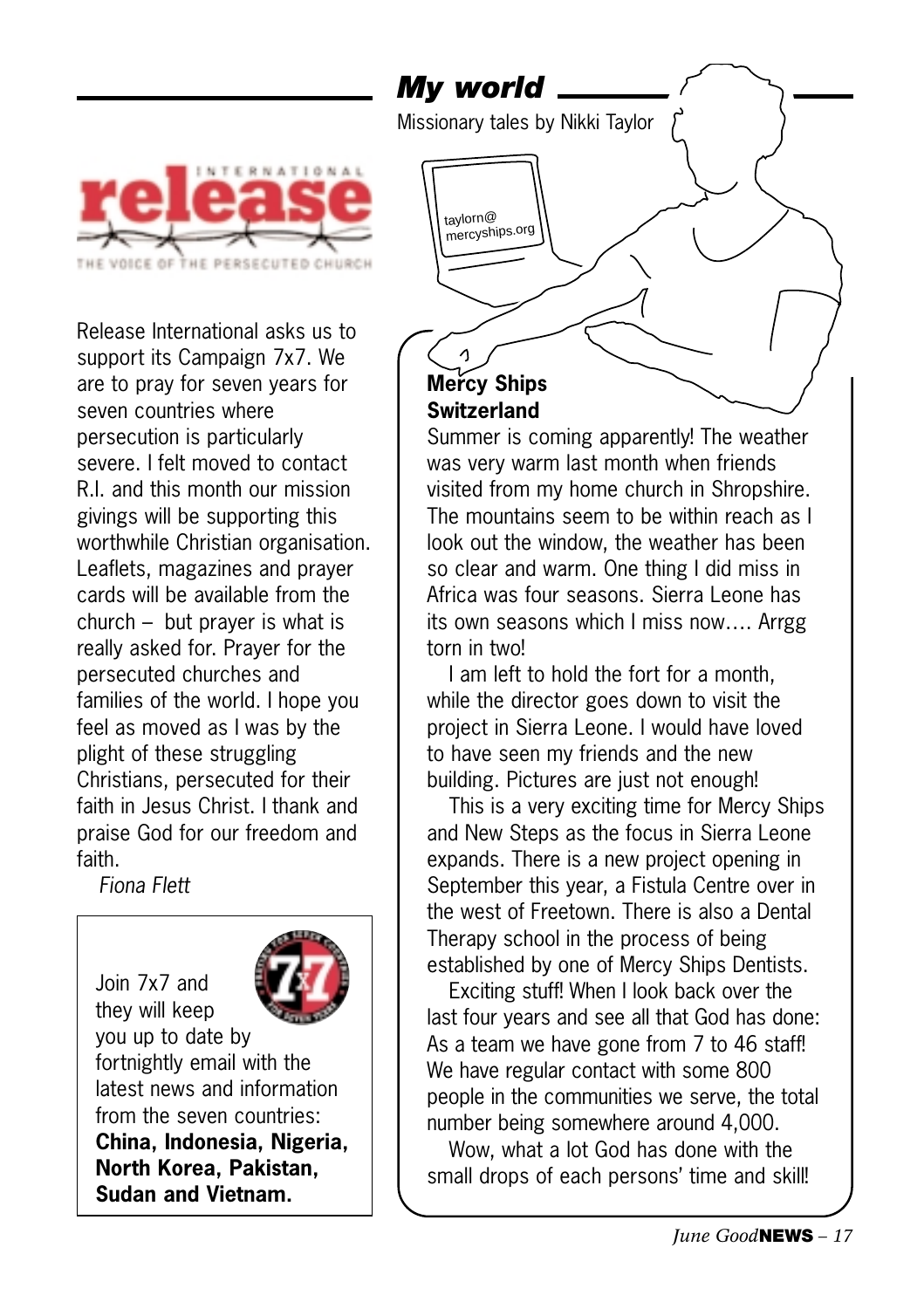**INTERNATIONAL release**

THE VOICE OF THE PERSECUTED CHURCH

Release International asks us to support its Campaign 7x7. We are to pray for seven years for seven countries where persecution is particularly severe. I felt moved to contact R.I. and this month our mission givings will be supporting this worthwhile Christian organisation. Leaflets, magazines and prayer cards will be available from the church – but prayer is what is really asked for. Prayer for the persecuted churches and families of the world. I hope you feel as moved as I was by the plight of these struggling Christians, persecuted for their faith in Jesus Christ. I thank and praise God for our freedom and faith.

*Fiona Flett*

Join 7x7 and they will keep you up to date by fortnightly email with the latest news and information from the seven countries: **China, Indonesia, Nigeria, North Korea, Pakistan, Sudan and Vietnam.**

## *My world*

Missionary tales by Nikki Taylor

taylorn@mercyships.org

**Mercy Ships Switzerland**

Summer is coming apparently! The weather was very warm last month when friends visited from my home church in Shropshire. The mountains seem to be within reach as I look out the window, the weather has been so clear and warm. One thing I did miss in Africa was four seasons. Sierra Leone has its own seasons which I miss now.... Arrgg torn in two!

I am left to hold the fort for a month, while the director goes down to visit the project in Sierra Leone. I would have loved to have seen my friends and the new building. Pictures are just not enough!

This is a very exciting time for Mercy Ships and New Steps as the focus in Sierra Leone expands. There is a new project opening in September this year, a Fistula Centre over in the west of Freetown. There is also a Dental Therapy school in the process of being established by one of Mercy Ships Dentists.

Exciting stuff! When I look back over the last four years and see all that God has done: As a team we have gone from 7 to 46 staff! We have regular contact with some 800 people in the communities we serve, the total number being somewhere around 4,000.

Wow, what a lot God has done with the small drops of each persons' time and skill!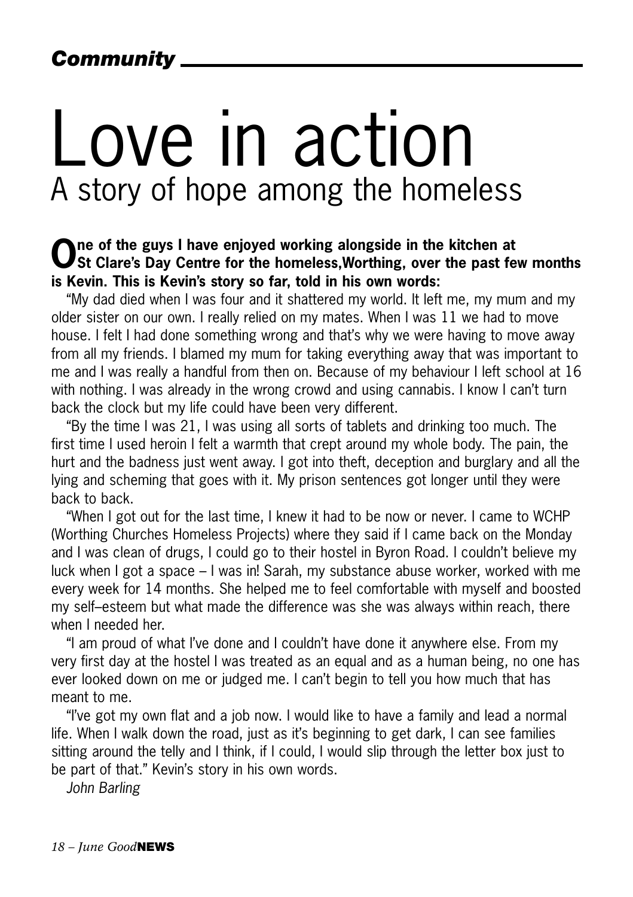*Community*

# Love in action

## A story of hope among the homeless

**One of the guys I have enjoyed working alongside in the kitchen at St Clare's Day Centre for the homeless,Worthing, over the past few months is Kevin. This is Kevin's story so far, told in his own words:**

"My dad died when I was four and it shattered my world. It left me, my mum and my older sister on our own. I really relied on my mates. When I was 11 we had to move house. I felt I had done something wrong and that's why we were having to move away from all my friends. I blamed my mum for taking everything away that was important to me and I was really a handful from then on. Because of my behaviour I left school at 16 with nothing. I was already in the wrong crowd and using cannabis. I know I can't turn back the clock but my life could have been very different.

"By the time I was 21, I was using all sorts of tablets and drinking too much. The first time I used heroin I felt a warmth that crept around my whole body. The pain, the hurt and the badness just went away. I got into theft, deception and burglary and all the lying and scheming that goes with it. My prison sentences got longer until they were back to back.

"When I got out for the last time, I knew it had to be now or never. I came to WCHP (Worthing Churches Homeless Projects) where they said if I came back on the Monday and I was clean of drugs, I could go to their hostel in Byron Road. I couldn't believe my luck when I got a space – I was in! Sarah, my substance abuse worker, worked with me every week for 14 months. She helped me to feel comfortable with myself and boosted my self–esteem but what made the difference was she was always within reach, there when I needed her.

"I am proud of what I've done and I couldn't have done it anywhere else. From my very first day at the hostel I was treated as an equal and as a human being, no one has ever looked down on me or judged me. I can't begin to tell you how much that has meant to me.

"I've got my own flat and a job now. I would like to have a family and lead a normal life. When I walk down the road, just as it's beginning to get dark, I can see families sitting around the telly and I think, if I could, I would slip through the letter box just to be part of that." Kevin's story in his own words.

*John Barling*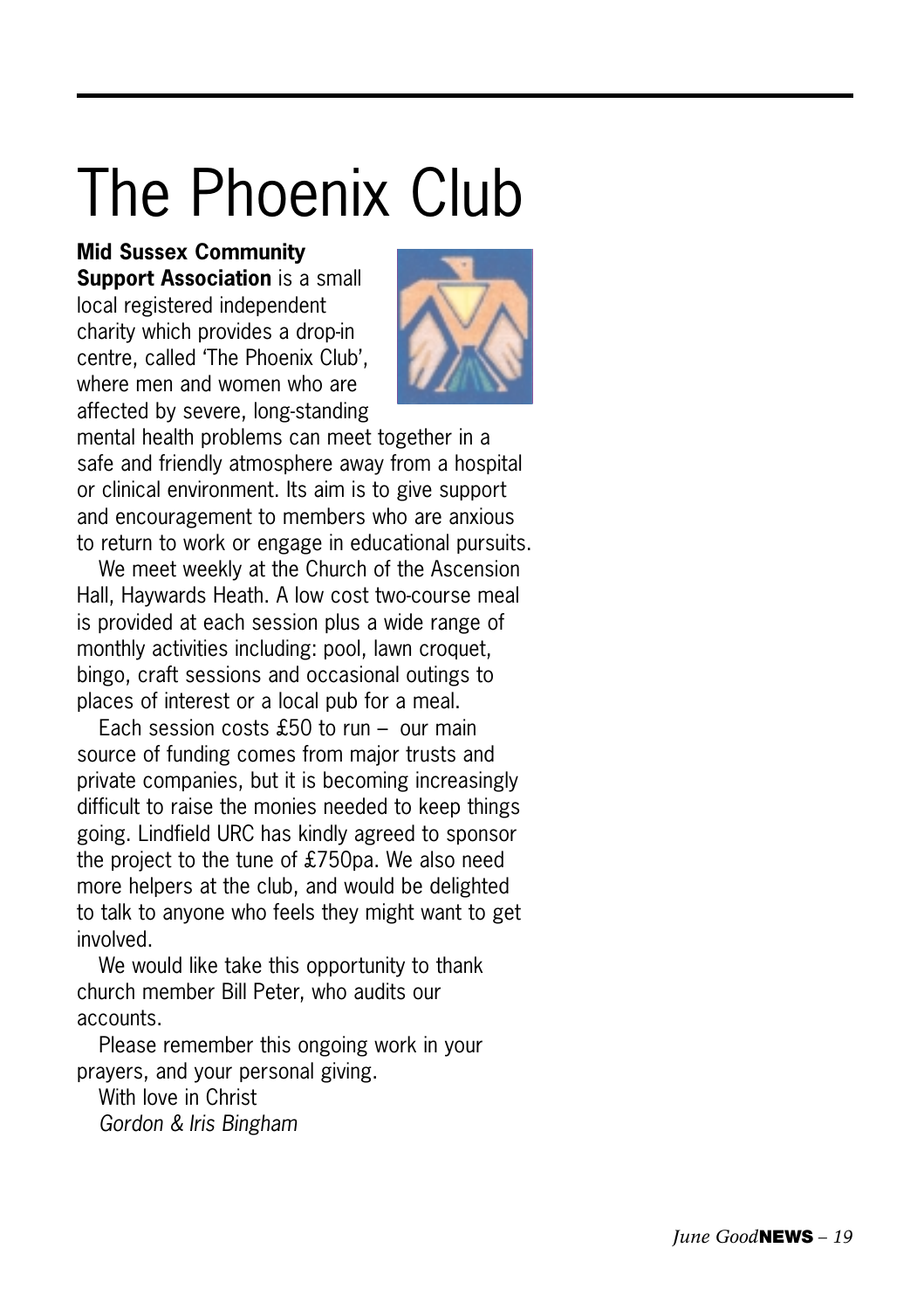# The Phoenix Club

**Mid Sussex Community Support Association** is a small local registered independent charity which provides a drop-in centre, called 'The Phoenix Club', where men and women who are affected by severe, long-standing mental health problems can meet together in a safe and friendly atmosphere away from a hospital or clinical environment. Its aim is to give support and encouragement to members who are anxious to return to work or engage in educational pursuits.

We meet weekly at the Church of the Ascension Hall, Haywards Heath. A low cost two-course meal is provided at each session plus a wide range of monthly activities including: pool, lawn croquet, bingo, craft sessions and occasional outings to places of interest or a local pub for a meal.

Each session costs £50 to run – our main source of funding comes from major trusts and private companies, but it is becoming increasingly difficult to raise the monies needed to keep things going. Lindfield URC has kindly agreed to sponsor the project to the tune of £750pa. We also need more helpers at the club, and would be delighted to talk to anyone who feels they might want to get involved.

We would like take this opportunity to thank church member Bill Peter, who audits our accounts.

Please remember this ongoing work in your prayers, and your personal giving.

With love in Christ
*Gordon & Iris Bingham*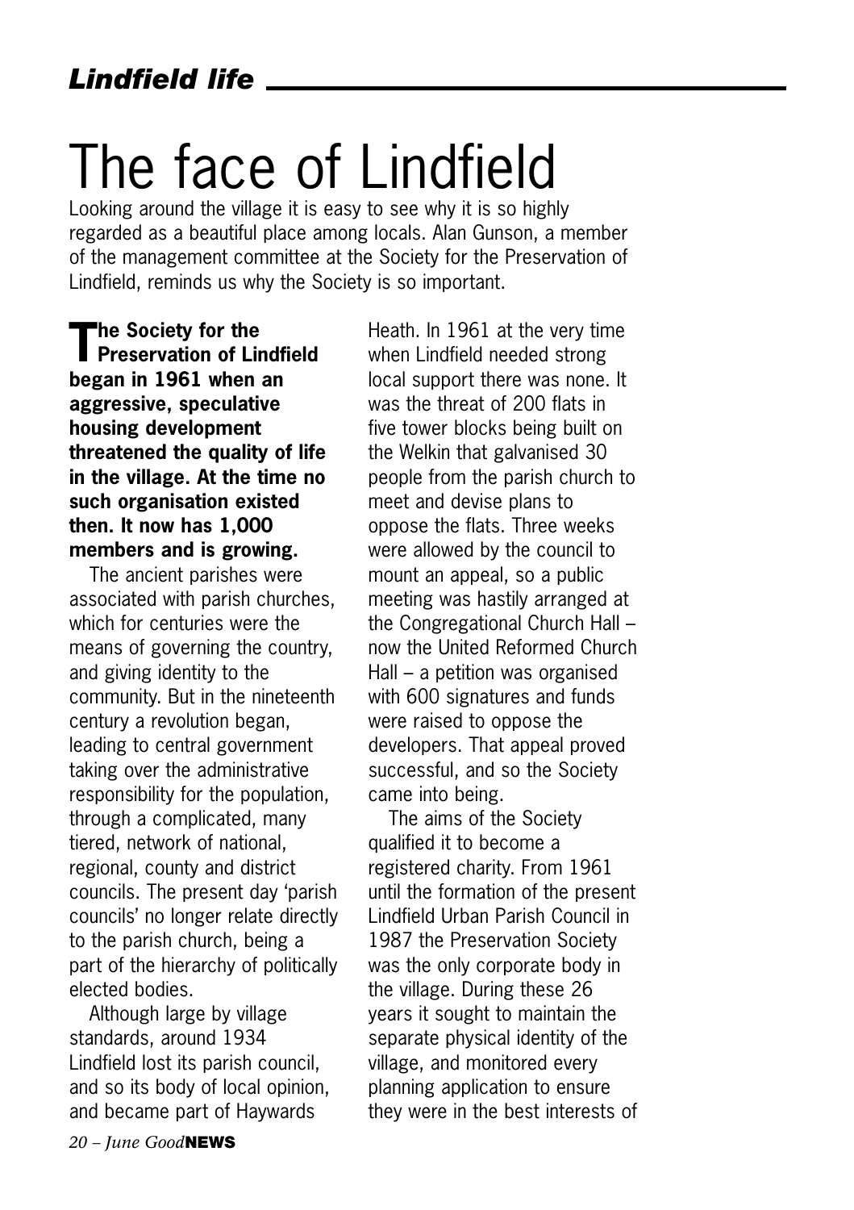## *Lindfield life*

# The face of Lindfield

Looking around the village it is easy to see why it is so highly regarded as a beautiful place among locals. Alan Gunson, a member of the management committee at the Society for the Preservation of Lindfield, reminds us why the Society is so important.

**The Society for the Preservation of Lindfield began in 1961 when an aggressive, speculative housing development threatened the quality of life in the village. At the time no such organisation existed then. It now has 1,000 members and is growing.**

The ancient parishes were associated with parish churches, which for centuries were the means of governing the country, and giving identity to the community. But in the nineteenth century a revolution began, leading to central government taking over the administrative responsibility for the population, through a complicated, many tiered, network of national, regional, county and district councils. The present day 'parish councils' no longer relate directly to the parish church, being a part of the hierarchy of politically elected bodies.

Although large by village standards, around 1934 Lindfield lost its parish council, and so its body of local opinion, and became part of Haywards Heath. In 1961 at the very time when Lindfield needed strong local support there was none. It was the threat of 200 flats in five tower blocks being built on the Welkin that galvanised 30 people from the parish church to meet and devise plans to oppose the flats. Three weeks were allowed by the council to mount an appeal, so a public meeting was hastily arranged at the Congregational Church Hall – now the United Reformed Church Hall – a petition was organised with 600 signatures and funds were raised to oppose the developers. That appeal proved successful, and so the Society came into being.

The aims of the Society qualified it to become a registered charity. From 1961 until the formation of the present Lindfield Urban Parish Council in 1987 the Preservation Society was the only corporate body in the village. During these 26 years it sought to maintain the separate physical identity of the village, and monitored every planning application to ensure they were in the best interests of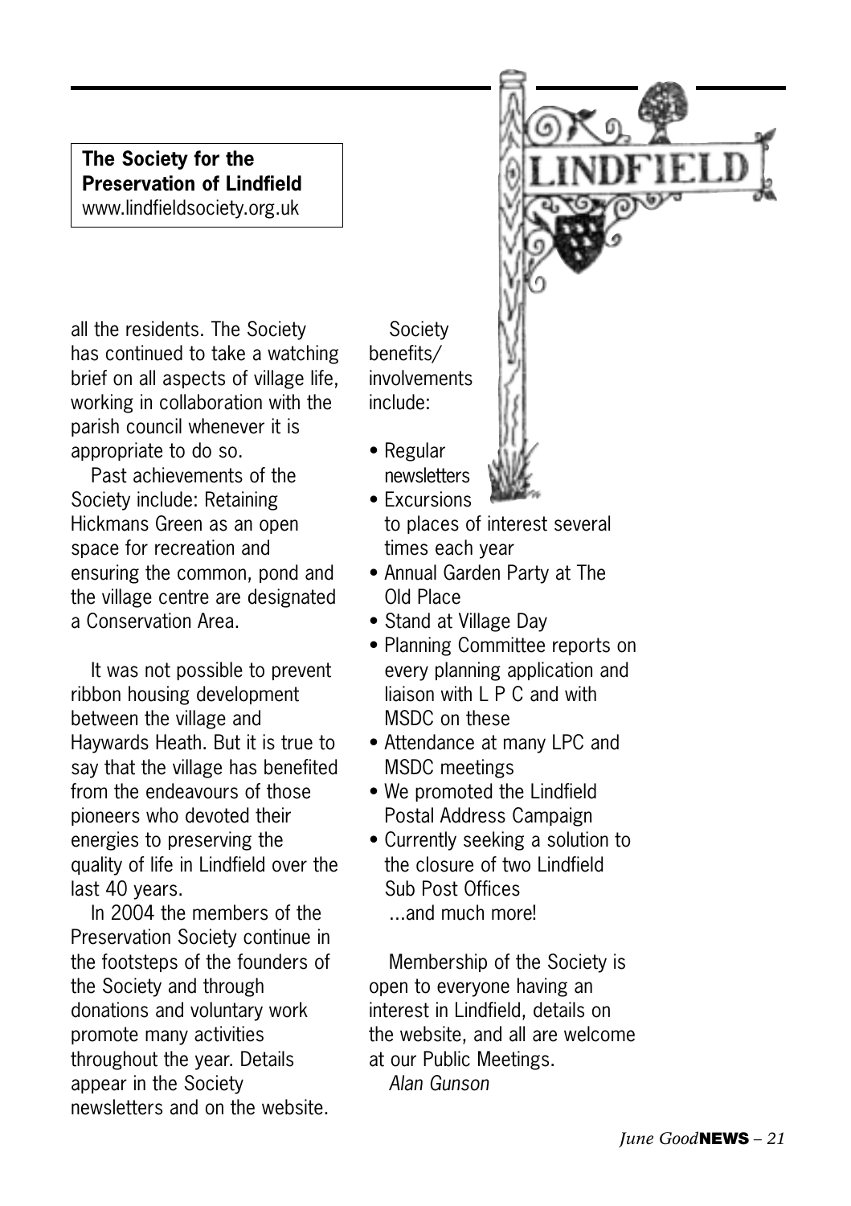**The Society for the Preservation of Lindfield**
www.lindfieldsociety.org.uk

all the residents. The Society has continued to take a watching brief on all aspects of village life, working in collaboration with the parish council whenever it is appropriate to do so.

Past achievements of the Society include: Retaining Hickmans Green as an open space for recreation and ensuring the common, pond and the village centre are designated a Conservation Area.

It was not possible to prevent ribbon housing development between the village and Haywards Heath. But it is true to say that the village has benefited from the endeavours of those pioneers who devoted their energies to preserving the quality of life in Lindfield over the last 40 years.

In 2004 the members of the Preservation Society continue in the footsteps of the founders of the Society and through donations and voluntary work promote many activities throughout the year. Details appear in the Society newsletters and on the website.

Society benefits/ involvements include:

- Regular newsletters
- Excursions to places of interest several times each year
- Annual Garden Party at The Old Place
- Stand at Village Day
- Planning Committee reports on every planning application and liaison with L P C and with MSDC on these
- Attendance at many LPC and MSDC meetings
- We promoted the Lindfield Postal Address Campaign
- Currently seeking a solution to the closure of two Lindfield Sub Post Offices

...and much more!

Membership of the Society is open to everyone having an interest in Lindfield, details on the website, and all are welcome at our Public Meetings.

*Alan Gunson*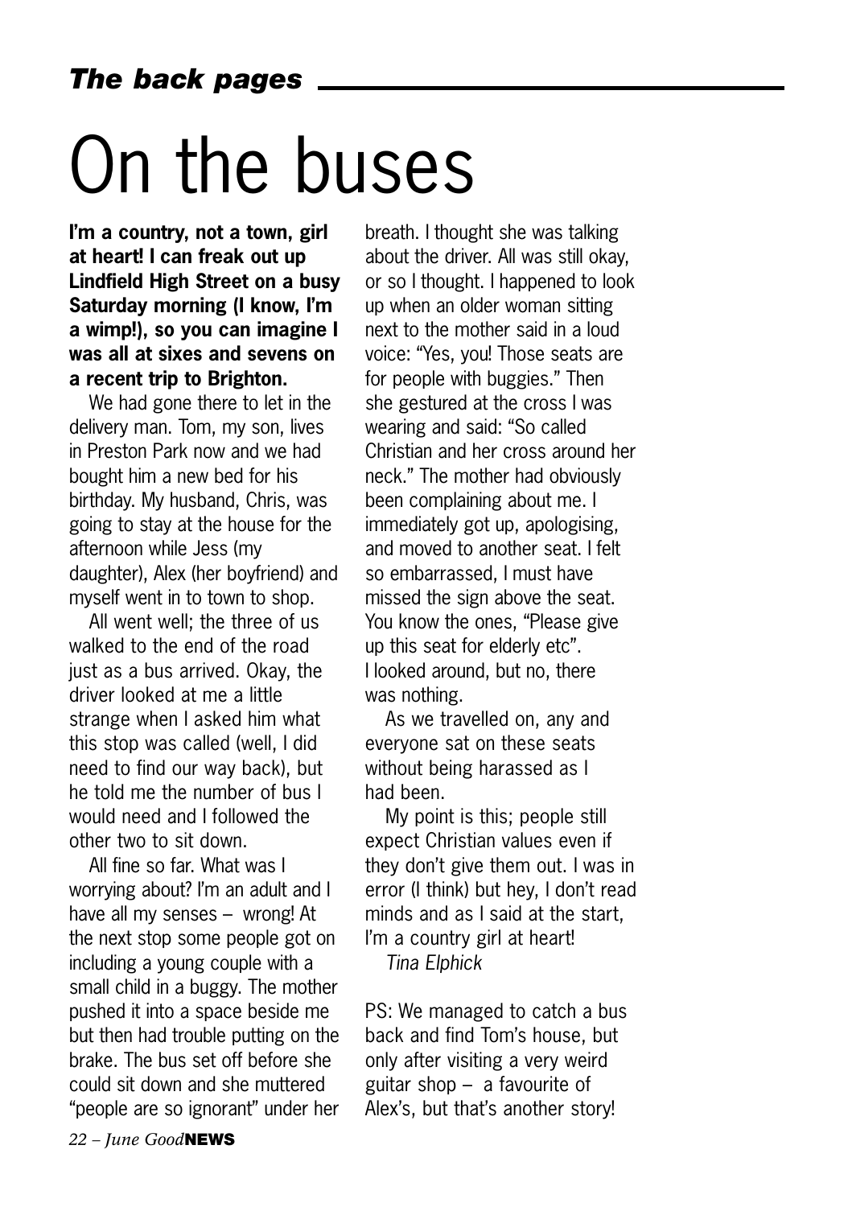*The back pages*

# On the buses

**I'm a country, not a town, girl at heart! I can freak out up Lindfield High Street on a busy Saturday morning (I know, I'm a wimp!), so you can imagine I was all at sixes and sevens on a recent trip to Brighton.**

We had gone there to let in the delivery man. Tom, my son, lives in Preston Park now and we had bought him a new bed for his birthday. My husband, Chris, was going to stay at the house for the afternoon while Jess (my daughter), Alex (her boyfriend) and myself went in to town to shop.

All went well; the three of us walked to the end of the road just as a bus arrived. Okay, the driver looked at me a little strange when I asked him what this stop was called (well, I did need to find our way back), but he told me the number of bus I would need and I followed the other two to sit down.

All fine so far. What was I worrying about? I'm an adult and I have all my senses – wrong! At the next stop some people got on including a young couple with a small child in a buggy. The mother pushed it into a space beside me but then had trouble putting on the brake. The bus set off before she could sit down and she muttered "people are so ignorant" under her breath. I thought she was talking about the driver. All was still okay, or so I thought. I happened to look up when an older woman sitting next to the mother said in a loud voice: "Yes, you! Those seats are for people with buggies." Then she gestured at the cross I was wearing and said: "So called Christian and her cross around her neck." The mother had obviously been complaining about me. I immediately got up, apologising, and moved to another seat. I felt so embarrassed, I must have missed the sign above the seat. You know the ones, "Please give up this seat for elderly etc". I looked around, but no, there was nothing.

As we travelled on, any and everyone sat on these seats without being harassed as I had been.

My point is this; people still expect Christian values even if they don't give them out. I was in error (I think) but hey, I don't read minds and as I said at the start, I'm a country girl at heart!

*Tina Elphick*

PS: We managed to catch a bus back and find Tom's house, but only after visiting a very weird guitar shop – a favourite of Alex's, but that's another story!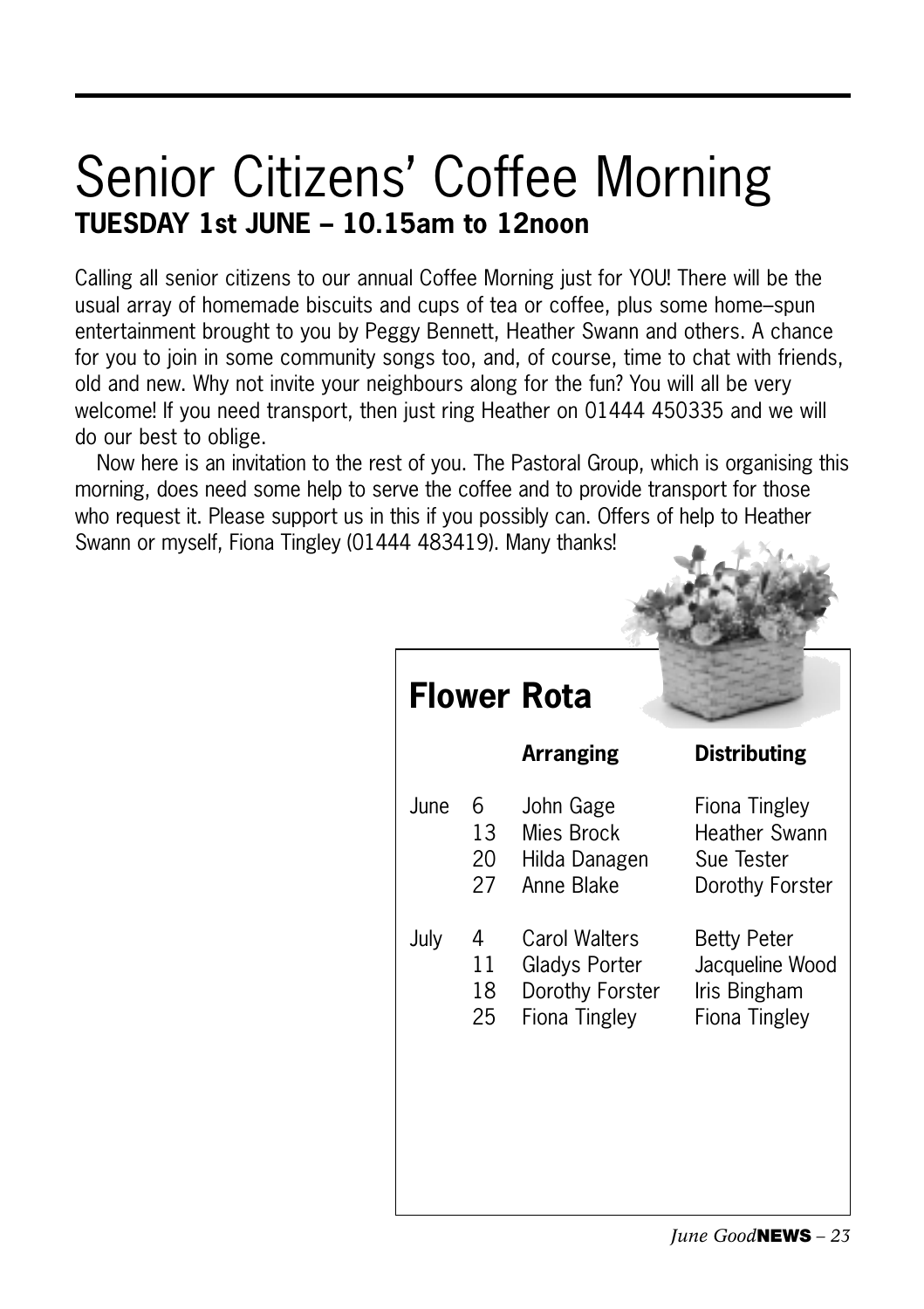# Senior Citizens' Coffee Morning

**TUESDAY 1st JUNE – 10.15am to 12noon**

Calling all senior citizens to our annual Coffee Morning just for YOU! There will be the usual array of homemade biscuits and cups of tea or coffee, plus some home–spun entertainment brought to you by Peggy Bennett, Heather Swann and others. A chance for you to join in some community songs too, and, of course, time to chat with friends, old and new. Why not invite your neighbours along for the fun? You will all be very welcome! If you need transport, then just ring Heather on 01444 450335 and we will do our best to oblige.

Now here is an invitation to the rest of you. The Pastoral Group, which is organising this morning, does need some help to serve the coffee and to provide transport for those who request it. Please support us in this if you possibly can. Offers of help to Heather Swann or myself, Fiona Tingley (01444 483419). Many thanks!

## Flower Rota

| | | Arranging | Distributing |
|---|---|---|---|
| June | 6 | John Gage | Fiona Tingley |
| | 13 | Mies Brock | Heather Swann |
| | 20 | Hilda Danagen | Sue Tester |
| | 27 | Anne Blake | Dorothy Forster |
| July | 4 | Carol Walters | Betty Peter |
| | 11 | Gladys Porter | Jacqueline Wood |
| | 18 | Dorothy Forster | Iris Bingham |
| | 25 | Fiona Tingley | Fiona Tingley |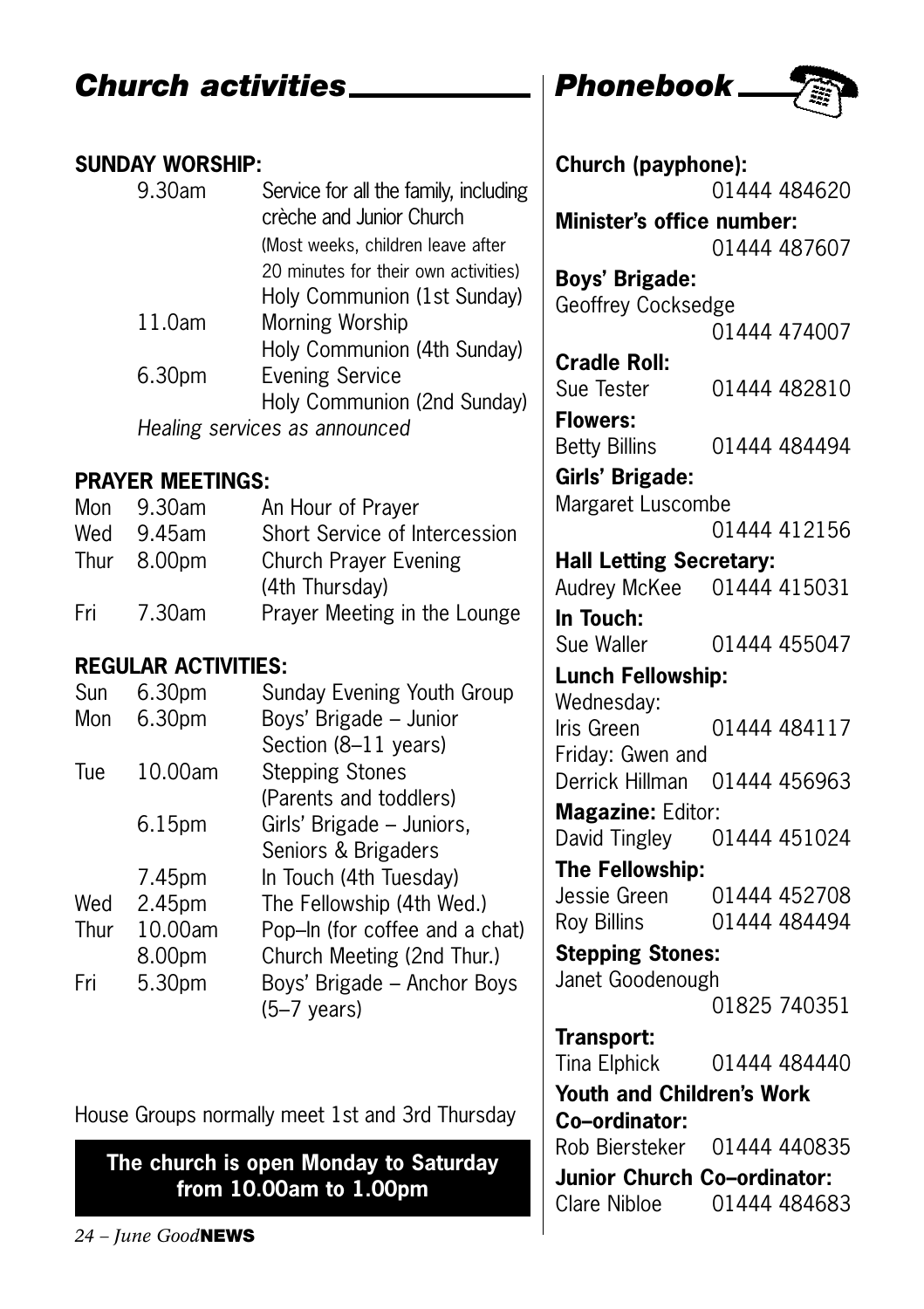## *Church activities*

**SUNDAY WORSHIP:**

| | |
|---|---|
| 9.30am | Service for all the family, including crèche and Junior Church (Most weeks, children leave after 20 minutes for their own activities) Holy Communion (1st Sunday) |
| 11.0am | Morning Worship Holy Communion (4th Sunday) |
| 6.30pm | Evening Service Holy Communion (2nd Sunday) |

*Healing services as announced*

**PRAYER MEETINGS:**

| | | |
|---|---|---|
| Mon | 9.30am | An Hour of Prayer |
| Wed | 9.45am | Short Service of Intercession |
| Thur | 8.00pm | Church Prayer Evening (4th Thursday) |
| Fri | 7.30am | Prayer Meeting in the Lounge |

**REGULAR ACTIVITIES:**

| | | |
|---|---|---|
| Sun | 6.30pm | Sunday Evening Youth Group |
| Mon | 6.30pm | Boys' Brigade – Junior Section (8–11 years) |
| Tue | 10.00am | Stepping Stones (Parents and toddlers) |
| | 6.15pm | Girls' Brigade – Juniors, Seniors & Brigaders |
| | 7.45pm | In Touch (4th Tuesday) |
| Wed | 2.45pm | The Fellowship (4th Wed.) |
| Thur | 10.00am | Pop–In (for coffee and a chat) |
| | 8.00pm | Church Meeting (2nd Thur.) |
| Fri | 5.30pm | Boys' Brigade – Anchor Boys (5–7 years) |

House Groups normally meet 1st and 3rd Thursday

**The church is open Monday to Saturday from 10.00am to 1.00pm**

## *Phonebook*

**Church (payphone):** 01444 484620

**Minister's office number:** 01444 487607

**Boys' Brigade:**
Geoffrey Cocksedge 01444 474007

**Cradle Roll:**
Sue Tester 01444 482810

**Flowers:**
Betty Billins 01444 484494

**Girls' Brigade:**
Margaret Luscombe 01444 412156

**Hall Letting Secretary:**
Audrey McKee 01444 415031

**In Touch:**
Sue Waller 01444 455047

**Lunch Fellowship:**
Wednesday:
Iris Green 01444 484117
Friday: Gwen and
Derrick Hillman 01444 456963

**Magazine:** Editor:
David Tingley 01444 451024

**The Fellowship:**
Jessie Green 01444 452708
Roy Billins 01444 484494

**Stepping Stones:**
Janet Goodenough 01825 740351

**Transport:**
Tina Elphick 01444 484440

**Youth and Children's Work Co–ordinator:**
Rob Biersteker 01444 440835

**Junior Church Co–ordinator:**
Clare Nibloe 01444 484683